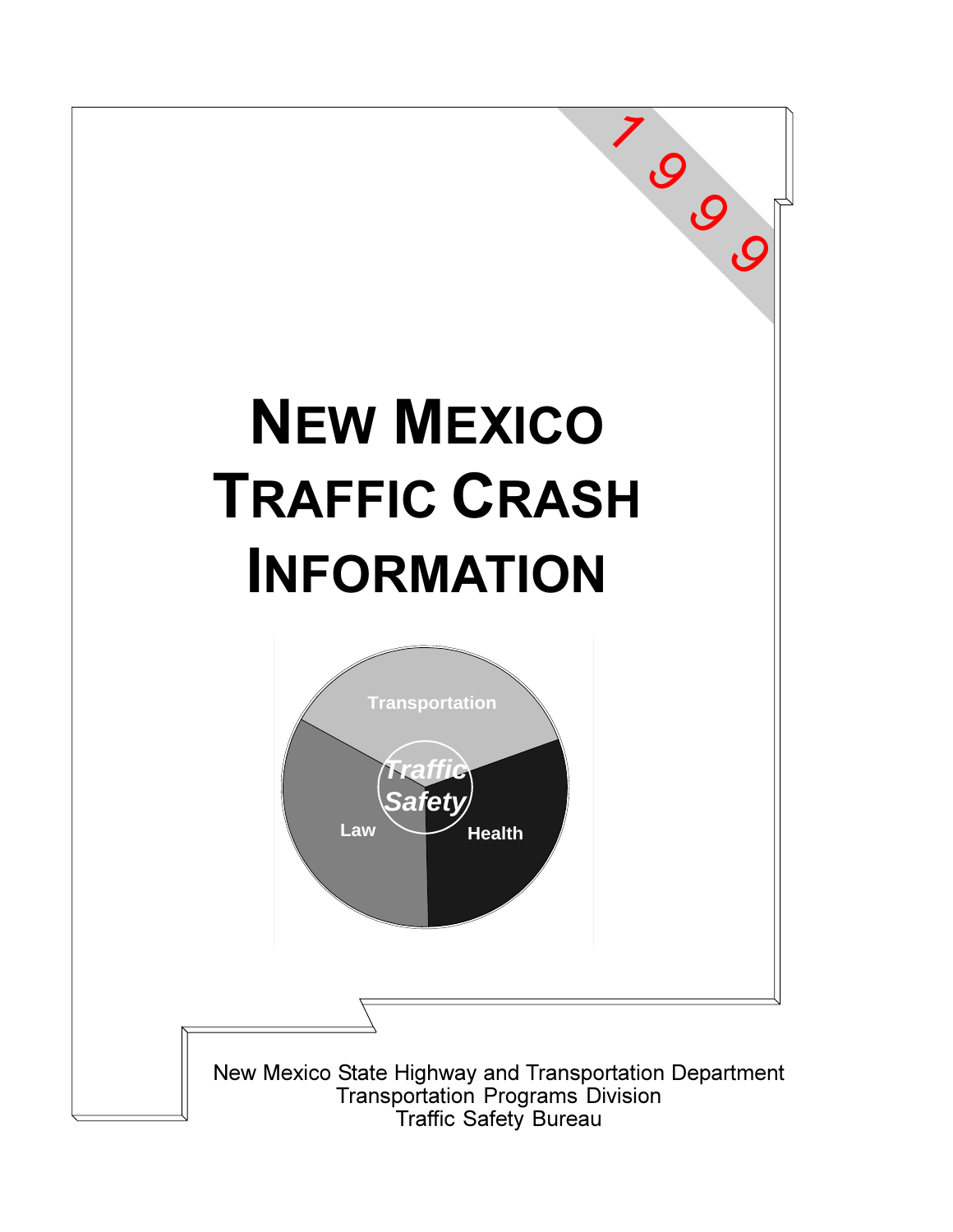1999

# NEW MEXICO TRAFFIC CRASH INFORMATION

Transportation

Traffic Safety

Law

Health

New Mexico State Highway and Transportation Department
Transportation Programs Division
Traffic Safety Bureau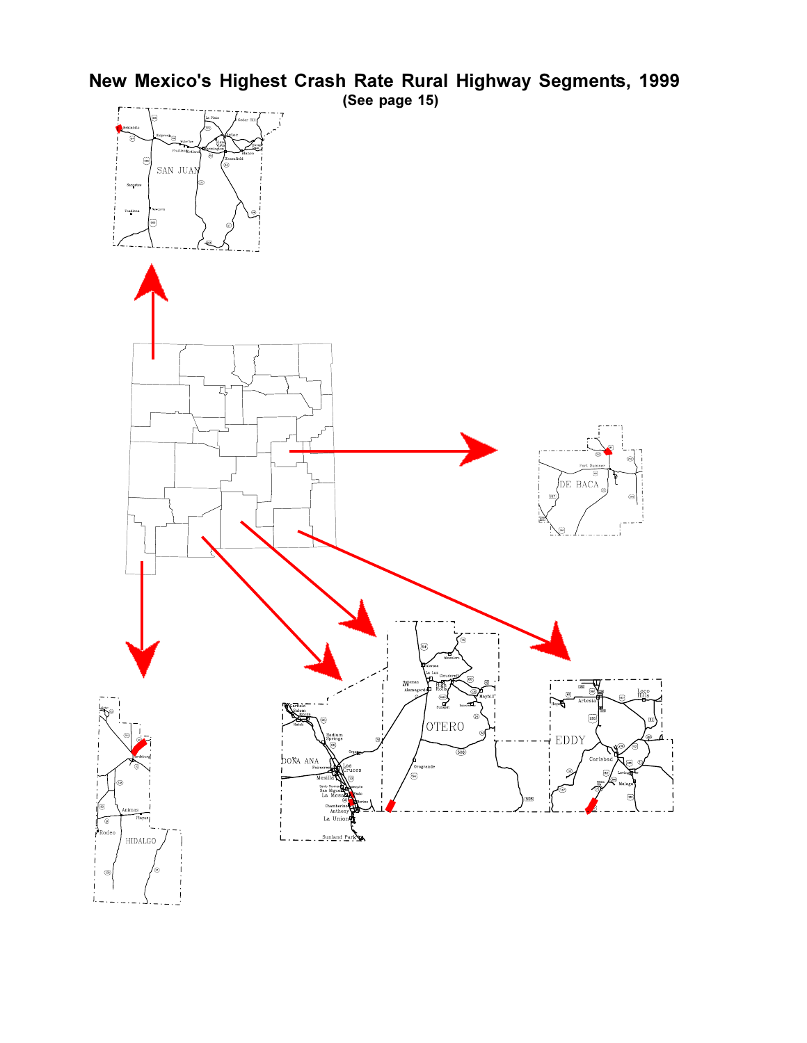# New Mexico's Highest Crash Rate Rural Highway Segments, 1999

**(See page 15)**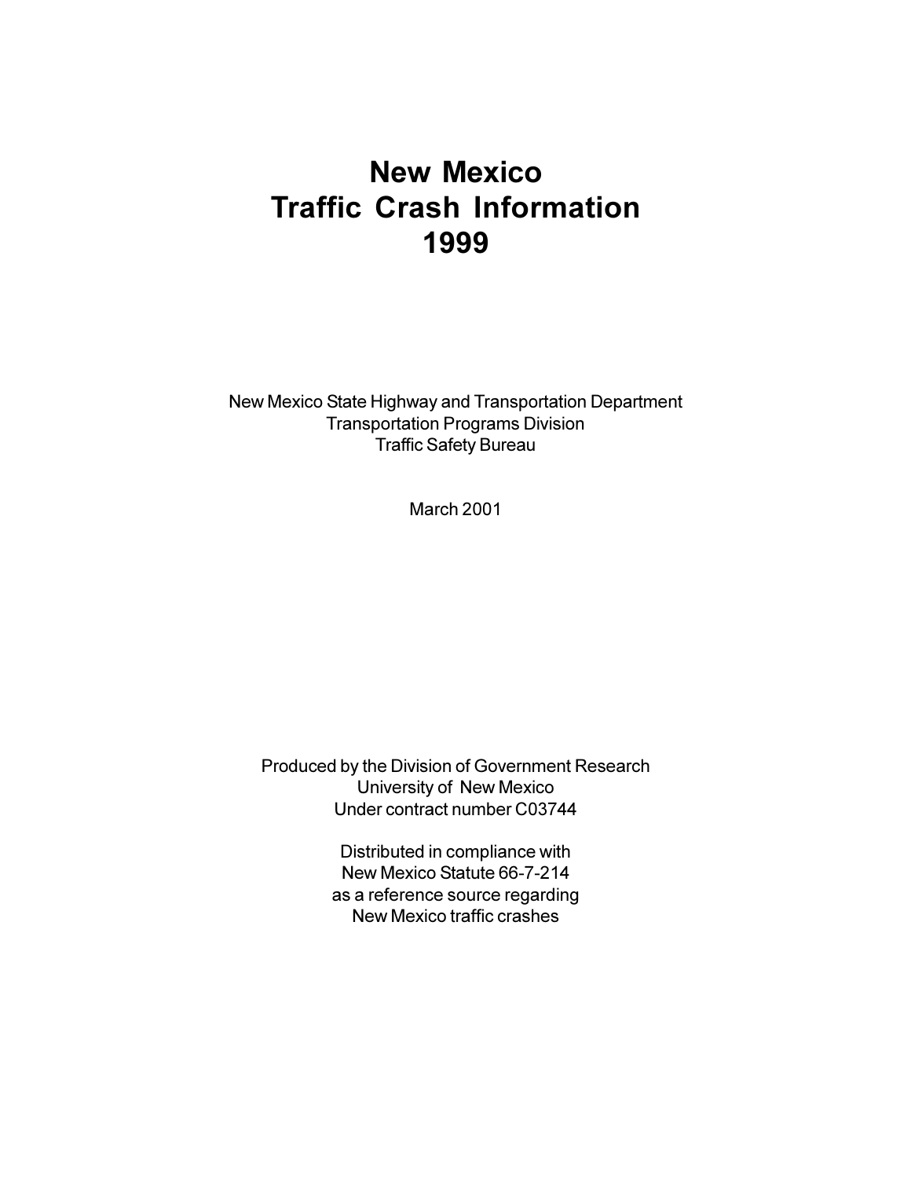# New Mexico Traffic Crash Information 1999

New Mexico State Highway and Transportation Department
Transportation Programs Division
Traffic Safety Bureau

March 2001

Produced by the Division of Government Research
University of New Mexico
Under contract number C03744

Distributed in compliance with
New Mexico Statute 66-7-214
as a reference source regarding
New Mexico traffic crashes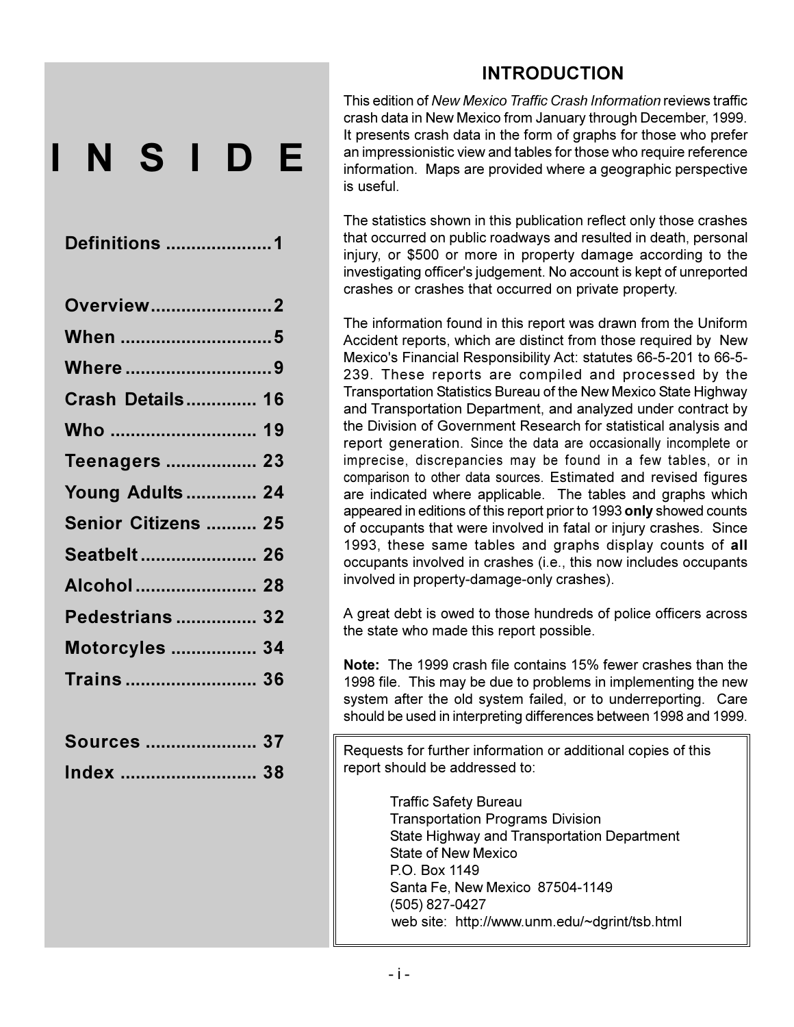# INSIDE

| | |
|---|---|
| Definitions | 1 |
| Overview | 2 |
| When | 5 |
| Where | 9 |
| Crash Details | 16 |
| Who | 19 |
| Teenagers | 23 |
| Young Adults | 24 |
| Senior Citizens | 25 |
| Seatbelt | 26 |
| Alcohol | 28 |
| Pedestrians | 32 |
| Motorcyles | 34 |
| Trains | 36 |
| Sources | 37 |
| Index | 38 |

## INTRODUCTION

This edition of *New Mexico Traffic Crash Information* reviews traffic crash data in New Mexico from January through December, 1999. It presents crash data in the form of graphs for those who prefer an impressionistic view and tables for those who require reference information. Maps are provided where a geographic perspective is useful.

The statistics shown in this publication reflect only those crashes that occurred on public roadways and resulted in death, personal injury, or $500 or more in property damage according to the investigating officer's judgement. No account is kept of unreported crashes or crashes that occurred on private property.

The information found in this report was drawn from the Uniform Accident reports, which are distinct from those required by New Mexico's Financial Responsibility Act: statutes 66-5-201 to 66-5-239. These reports are compiled and processed by the Transportation Statistics Bureau of the New Mexico State Highway and Transportation Department, and analyzed under contract by the Division of Government Research for statistical analysis and report generation. Since the data are occasionally incomplete or imprecise, discrepancies may be found in a few tables, or in comparison to other data sources. Estimated and revised figures are indicated where applicable. The tables and graphs which appeared in editions of this report prior to 1993 **only** showed counts of occupants that were involved in fatal or injury crashes. Since 1993, these same tables and graphs display counts of **all** occupants involved in crashes (i.e., this now includes occupants involved in property-damage-only crashes).

A great debt is owed to those hundreds of police officers across the state who made this report possible.

**Note:** The 1999 crash file contains 15% fewer crashes than the 1998 file. This may be due to problems in implementing the new system after the old system failed, or to underreporting. Care should be used in interpreting differences between 1998 and 1999.

Requests for further information or additional copies of this report should be addressed to:

Traffic Safety Bureau
Transportation Programs Division
State Highway and Transportation Department
State of New Mexico
P.O. Box 1149
Santa Fe, New Mexico 87504-1149
(505) 827-0427
web site: http://www.unm.edu/~dgrint/tsb.html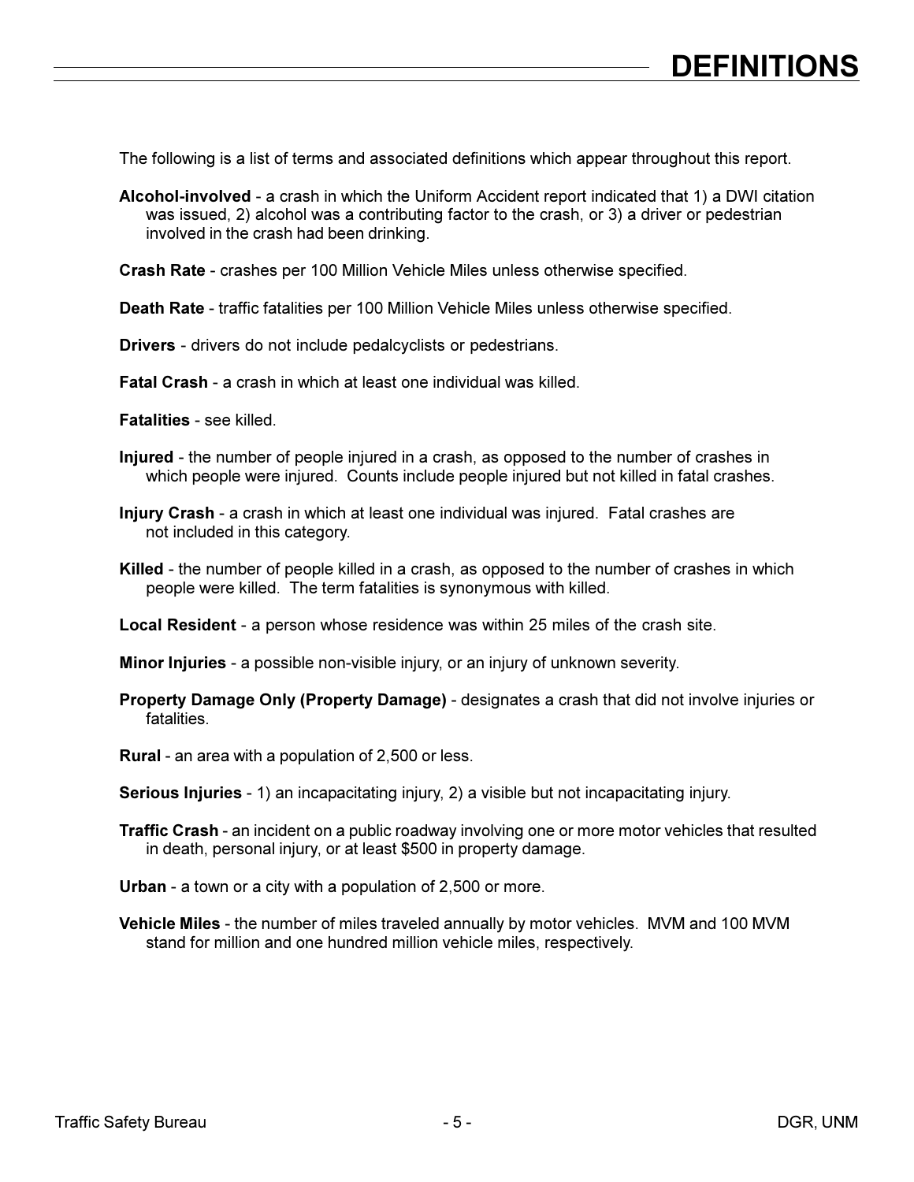# DEFINITIONS

The following is a list of terms and associated definitions which appear throughout this report.

**Alcohol-involved** - a crash in which the Uniform Accident report indicated that 1) a DWI citation was issued, 2) alcohol was a contributing factor to the crash, or 3) a driver or pedestrian involved in the crash had been drinking.

**Crash Rate** - crashes per 100 Million Vehicle Miles unless otherwise specified.

**Death Rate** - traffic fatalities per 100 Million Vehicle Miles unless otherwise specified.

**Drivers** - drivers do not include pedalcyclists or pedestrians.

**Fatal Crash** - a crash in which at least one individual was killed.

**Fatalities** - see killed.

**Injured** - the number of people injured in a crash, as opposed to the number of crashes in which people were injured. Counts include people injured but not killed in fatal crashes.

**Injury Crash** - a crash in which at least one individual was injured. Fatal crashes are not included in this category.

**Killed** - the number of people killed in a crash, as opposed to the number of crashes in which people were killed. The term fatalities is synonymous with killed.

**Local Resident** - a person whose residence was within 25 miles of the crash site.

**Minor Injuries** - a possible non-visible injury, or an injury of unknown severity.

**Property Damage Only (Property Damage)** - designates a crash that did not involve injuries or fatalities.

**Rural** - an area with a population of 2,500 or less.

**Serious Injuries** - 1) an incapacitating injury, 2) a visible but not incapacitating injury.

**Traffic Crash** - an incident on a public roadway involving one or more motor vehicles that resulted in death, personal injury, or at least $500 in property damage.

**Urban** - a town or a city with a population of 2,500 or more.

**Vehicle Miles** - the number of miles traveled annually by motor vehicles. MVM and 100 MVM stand for million and one hundred million vehicle miles, respectively.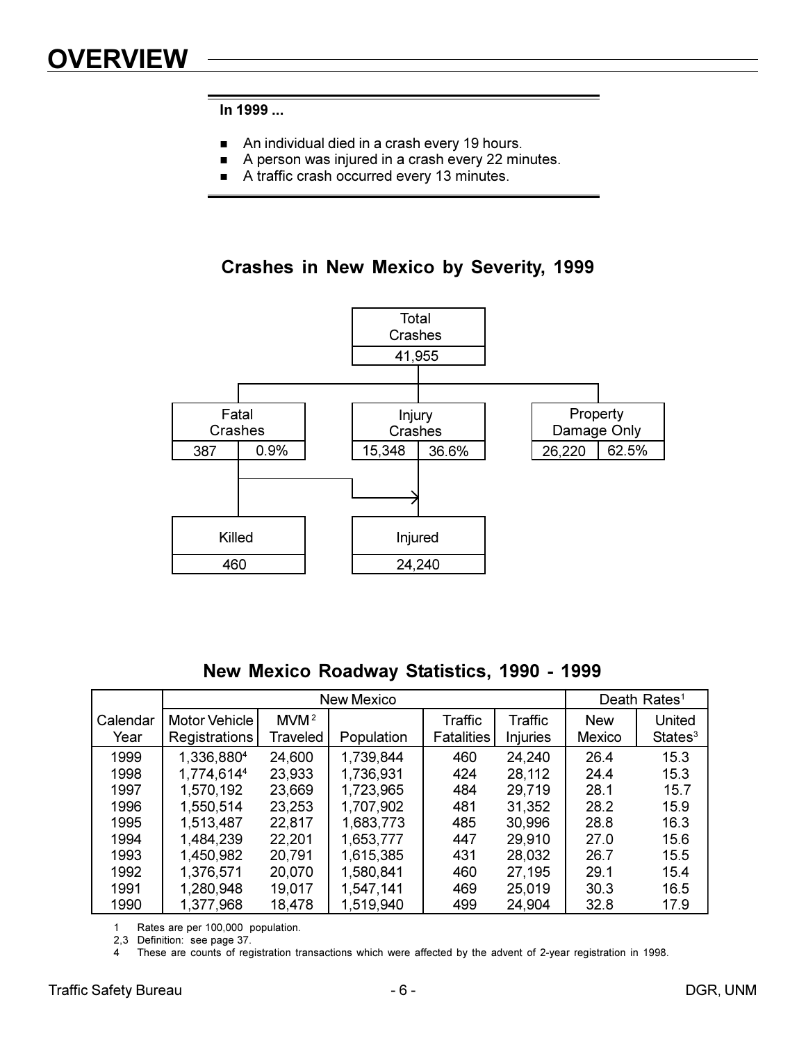# OVERVIEW

**In 1999 ...**

- An individual died in a crash every 19 hours.
- A person was injured in a crash every 22 minutes.
- A traffic crash occurred every 13 minutes.

## Crashes in New Mexico by Severity, 1999

Total Crashes: 41,955

| Fatal Crashes | | Injury Crashes | | Property Damage Only | |
|---|---|---|---|---|---|
| 387 | 0.9% | 15,348 | 36.6% | 26,220 | 62.5% |

| Killed | Injured |
|---|---|
| 460 | 24,240 |

## New Mexico Roadway Statistics, 1990 - 1999

| | New Mexico | | | | | Death Rates[1] | |
|---|---|---|---|---|---|---|---|
| Calendar Year | Motor Vehicle Registrations | MVM[2] Traveled | Population | Traffic Fatalities | Traffic Injuries | New Mexico | United States[3] |
| 1999 | 1,336,880[4] | 24,600 | 1,739,844 | 460 | 24,240 | 26.4 | 15.3 |
| 1998 | 1,774,614[4] | 23,933 | 1,736,931 | 424 | 28,112 | 24.4 | 15.3 |
| 1997 | 1,570,192 | 23,669 | 1,723,965 | 484 | 29,719 | 28.1 | 15.7 |
| 1996 | 1,550,514 | 23,253 | 1,707,902 | 481 | 31,352 | 28.2 | 15.9 |
| 1995 | 1,513,487 | 22,817 | 1,683,773 | 485 | 30,996 | 28.8 | 16.3 |
| 1994 | 1,484,239 | 22,201 | 1,653,777 | 447 | 29,910 | 27.0 | 15.6 |
| 1993 | 1,450,982 | 20,791 | 1,615,385 | 431 | 28,032 | 26.7 | 15.5 |
| 1992 | 1,376,571 | 20,070 | 1,580,841 | 460 | 27,195 | 29.1 | 15.4 |
| 1991 | 1,280,948 | 19,017 | 1,547,141 | 469 | 25,019 | 30.3 | 16.5 |
| 1990 | 1,377,968 | 18,478 | 1,519,940 | 499 | 24,904 | 32.8 | 17.9 |

1 Rates are per 100,000 population.
2,3 Definition: see page 37.
4 These are counts of registration transactions which were affected by the advent of 2-year registration in 1998.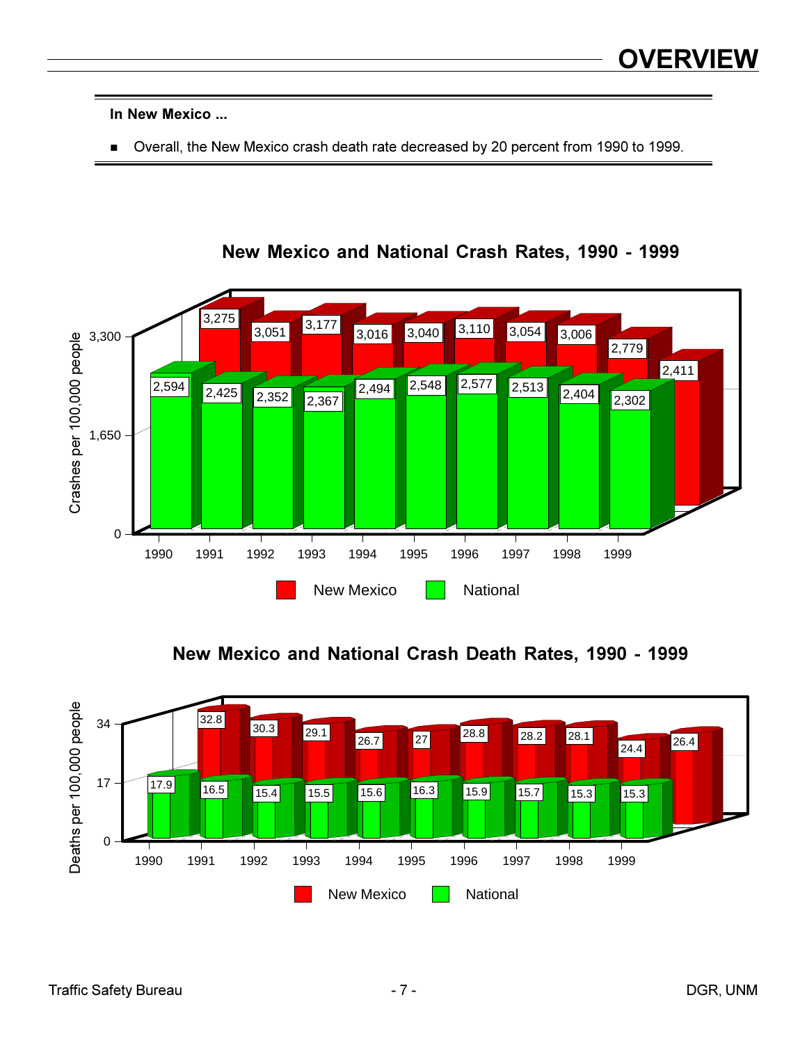# OVERVIEW

**In New Mexico ...**

- Overall, the New Mexico crash death rate decreased by 20 percent from 1990 to 1999.

## New Mexico and National Crash Rates, 1990 - 1999

Crashes per 100,000 people

| Year | New Mexico | National |
|---|---|---|
| 1990 | 3,275 | 2,594 |
| 1991 | 3,051 | 2,425 |
| 1992 | 3,177 | 2,352 |
| 1993 | 3,016 | 2,367 |
| 1994 | 3,040 | 2,494 |
| 1995 | 3,110 | 2,548 |
| 1996 | 3,054 | 2,577 |
| 1997 | 3,006 | 2,513 |
| 1998 | 2,779 | 2,404 |
| 1999 | 2,411 | 2,302 |

## New Mexico and National Crash Death Rates, 1990 - 1999

Deaths per 100,000 people

| Year | New Mexico | National |
|---|---|---|
| 1990 | 32.8 | 17.9 |
| 1991 | 30.3 | 16.5 |
| 1992 | 29.1 | 15.4 |
| 1993 | 26.7 | 15.5 |
| 1994 | 27 | 15.6 |
| 1995 | 28.8 | 16.3 |
| 1996 | 28.2 | 15.9 |
| 1997 | 28.1 | 15.7 |
| 1998 | 24.4 | 15.3 |
| 1999 | 26.4 | 15.3 |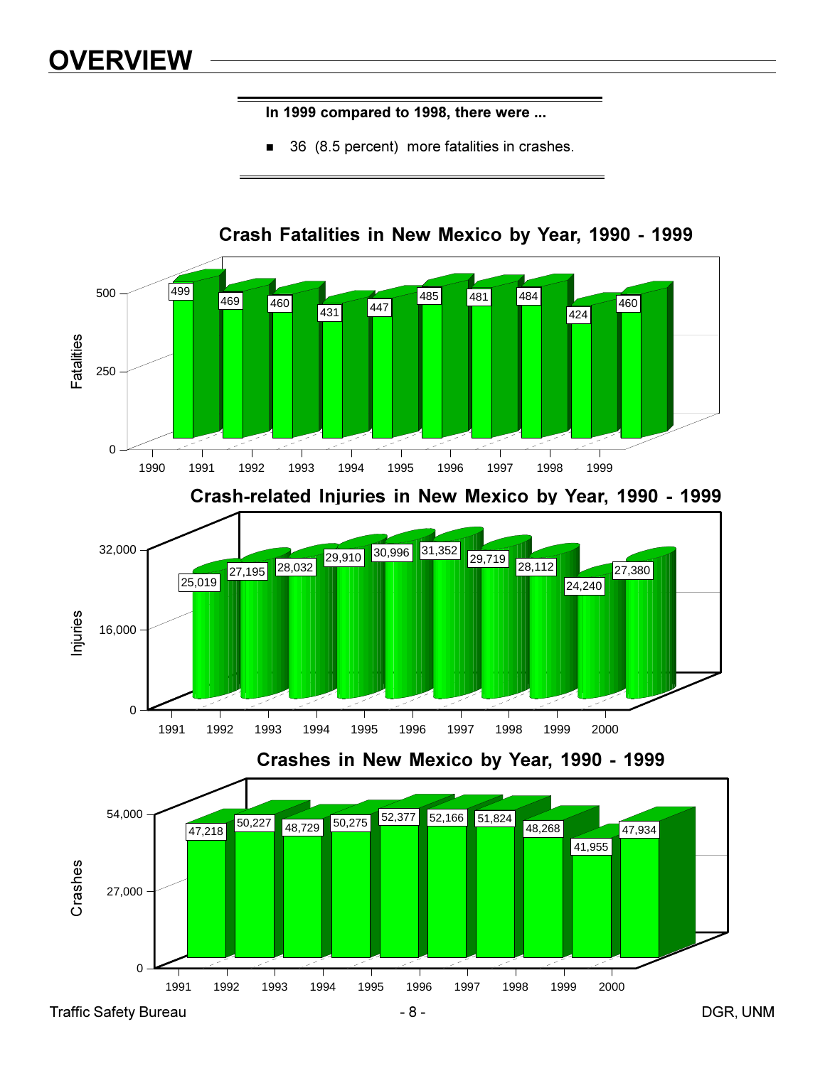# OVERVIEW

**In 1999 compared to 1998, there were ...**

- 36 (8.5 percent) more fatalities in crashes.

## Crash Fatalities in New Mexico by Year, 1990 - 1999

| Year | Fatalities |
|---|---|
| 1990 | 499 |
| 1991 | 469 |
| 1992 | 460 |
| 1993 | 431 |
| 1994 | 447 |
| 1995 | 485 |
| 1996 | 481 |
| 1997 | 484 |
| 1998 | 424 |
| 1999 | 460 |

## Crash-related Injuries in New Mexico by Year, 1990 - 1999

| Year | Injuries |
|---|---|
| 1991 | 25,019 |
| 1992 | 27,195 |
| 1993 | 28,032 |
| 1994 | 29,910 |
| 1995 | 30,996 |
| 1996 | 31,352 |
| 1997 | 29,719 |
| 1998 | 28,112 |
| 1999 | 24,240 |
| 2000 | 27,380 |

## Crashes in New Mexico by Year, 1990 - 1999

| Year | Crashes |
|---|---|
| 1991 | 47,218 |
| 1992 | 50,227 |
| 1993 | 48,729 |
| 1994 | 50,275 |
| 1995 | 52,377 |
| 1996 | 52,166 |
| 1997 | 51,824 |
| 1998 | 48,268 |
| 1999 | 41,955 |
| 2000 | 47,934 |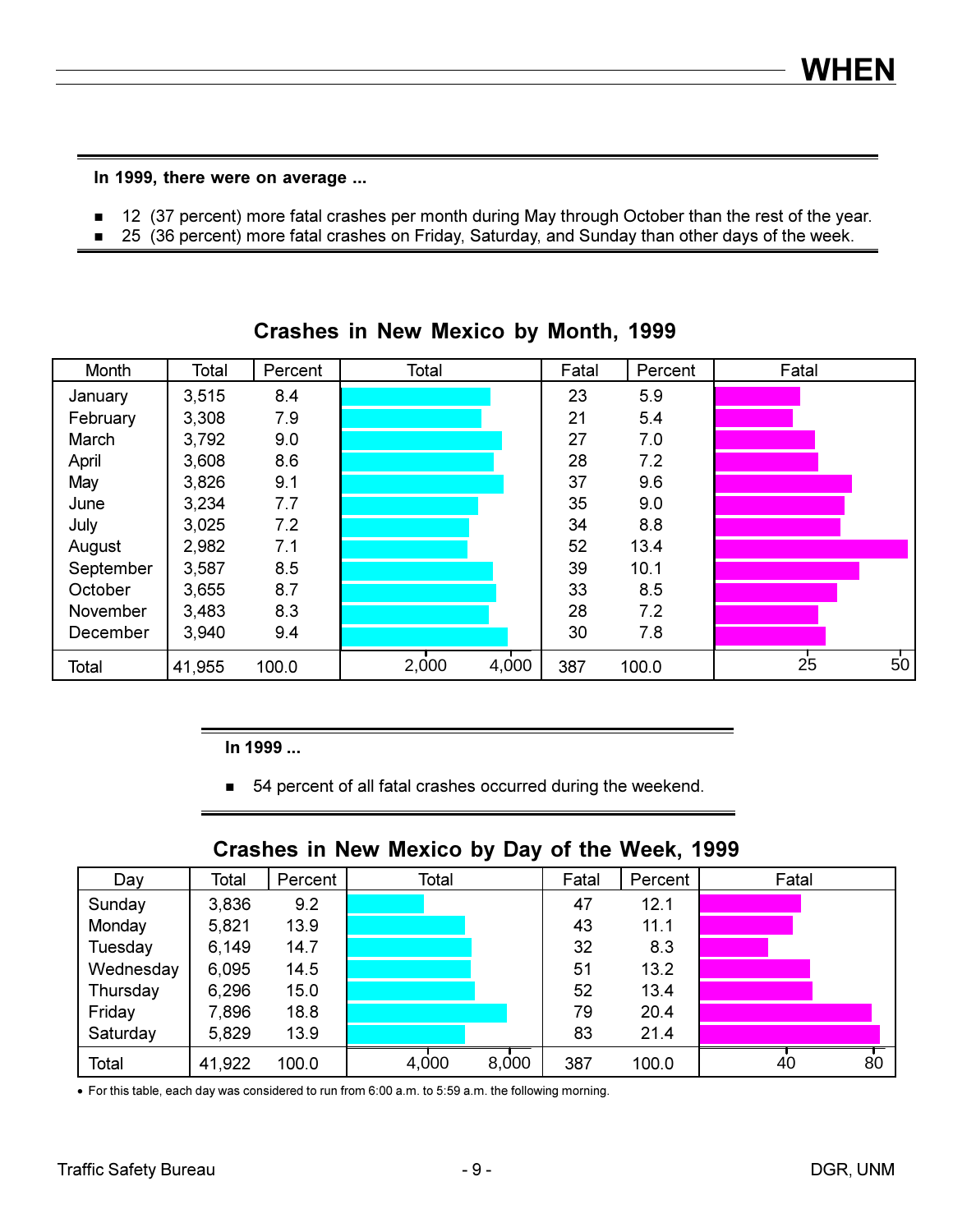# WHEN

**In 1999, there were on average ...**

- 12 (37 percent) more fatal crashes per month during May through October than the rest of the year.
- 25 (36 percent) more fatal crashes on Friday, Saturday, and Sunday than other days of the week.

## Crashes in New Mexico by Month, 1999

| Month | Total | Percent | Fatal | Percent |
|---|---|---|---|---|
| January | 3,515 | 8.4 | 23 | 5.9 |
| February | 3,308 | 7.9 | 21 | 5.4 |
| March | 3,792 | 9.0 | 27 | 7.0 |
| April | 3,608 | 8.6 | 28 | 7.2 |
| May | 3,826 | 9.1 | 37 | 9.6 |
| June | 3,234 | 7.7 | 35 | 9.0 |
| July | 3,025 | 7.2 | 34 | 8.8 |
| August | 2,982 | 7.1 | 52 | 13.4 |
| September | 3,587 | 8.5 | 39 | 10.1 |
| October | 3,655 | 8.7 | 33 | 8.5 |
| November | 3,483 | 8.3 | 28 | 7.2 |
| December | 3,940 | 9.4 | 30 | 7.8 |
| Total | 41,955 | 100.0 | 387 | 100.0 |

**In 1999 ...**

- 54 percent of all fatal crashes occurred during the weekend.

## Crashes in New Mexico by Day of the Week, 1999

| Day | Total | Percent | Fatal | Percent |
|---|---|---|---|---|
| Sunday | 3,836 | 9.2 | 47 | 12.1 |
| Monday | 5,821 | 13.9 | 43 | 11.1 |
| Tuesday | 6,149 | 14.7 | 32 | 8.3 |
| Wednesday | 6,095 | 14.5 | 51 | 13.2 |
| Thursday | 6,296 | 15.0 | 52 | 13.4 |
| Friday | 7,896 | 18.8 | 79 | 20.4 |
| Saturday | 5,829 | 13.9 | 83 | 21.4 |
| Total | 41,922 | 100.0 | 387 | 100.0 |

- For this table, each day was considered to run from 6:00 a.m. to 5:59 a.m. the following morning.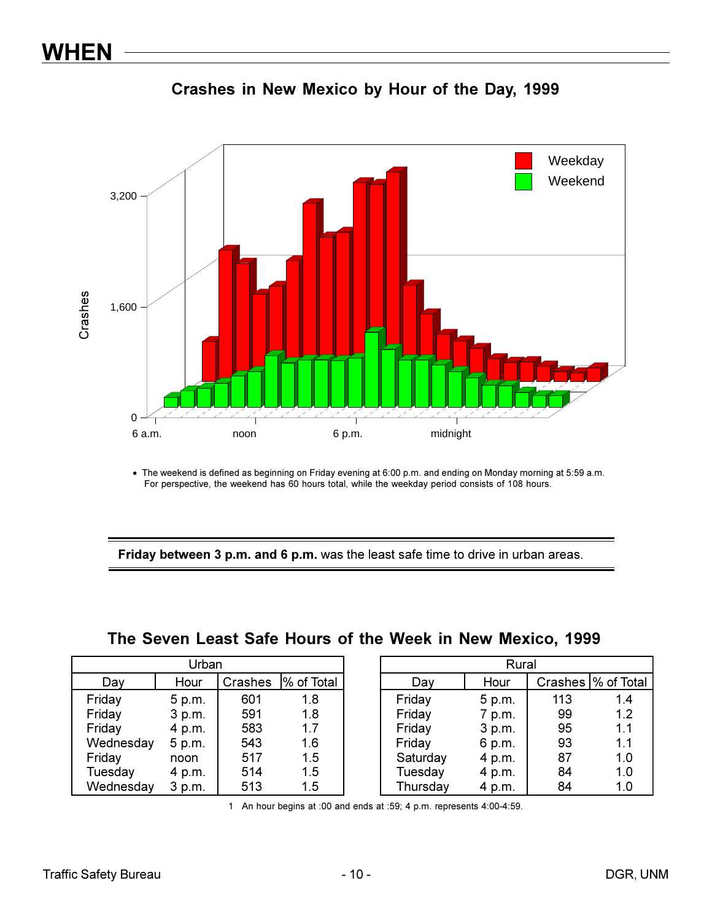# WHEN

## Crashes in New Mexico by Hour of the Day, 1999

- The weekend is defined as beginning on Friday evening at 6:00 p.m. and ending on Monday morning at 5:59 a.m. For perspective, the weekend has 60 hours total, while the weekday period consists of 108 hours.

**Friday between 3 p.m. and 6 p.m.** was the least safe time to drive in urban areas.

## The Seven Least Safe Hours of the Week in New Mexico, 1999

| Urban | | | |
|---|---|---|---|
| Day | Hour | Crashes | % of Total |
| Friday | 5 p.m. | 601 | 1.8 |
| Friday | 3 p.m. | 591 | 1.8 |
| Friday | 4 p.m. | 583 | 1.7 |
| Wednesday | 5 p.m. | 543 | 1.6 |
| Friday | noon | 517 | 1.5 |
| Tuesday | 4 p.m. | 514 | 1.5 |
| Wednesday | 3 p.m. | 513 | 1.5 |

| Rural | | | |
|---|---|---|---|
| Day | Hour | Crashes | % of Total |
| Friday | 5 p.m. | 113 | 1.4 |
| Friday | 7 p.m. | 99 | 1.2 |
| Friday | 3 p.m. | 95 | 1.1 |
| Friday | 6 p.m. | 93 | 1.1 |
| Saturday | 4 p.m. | 87 | 1.0 |
| Tuesday | 4 p.m. | 84 | 1.0 |
| Thursday | 4 p.m. | 84 | 1.0 |

1 An hour begins at :00 and ends at :59; 4 p.m. represents 4:00-4:59.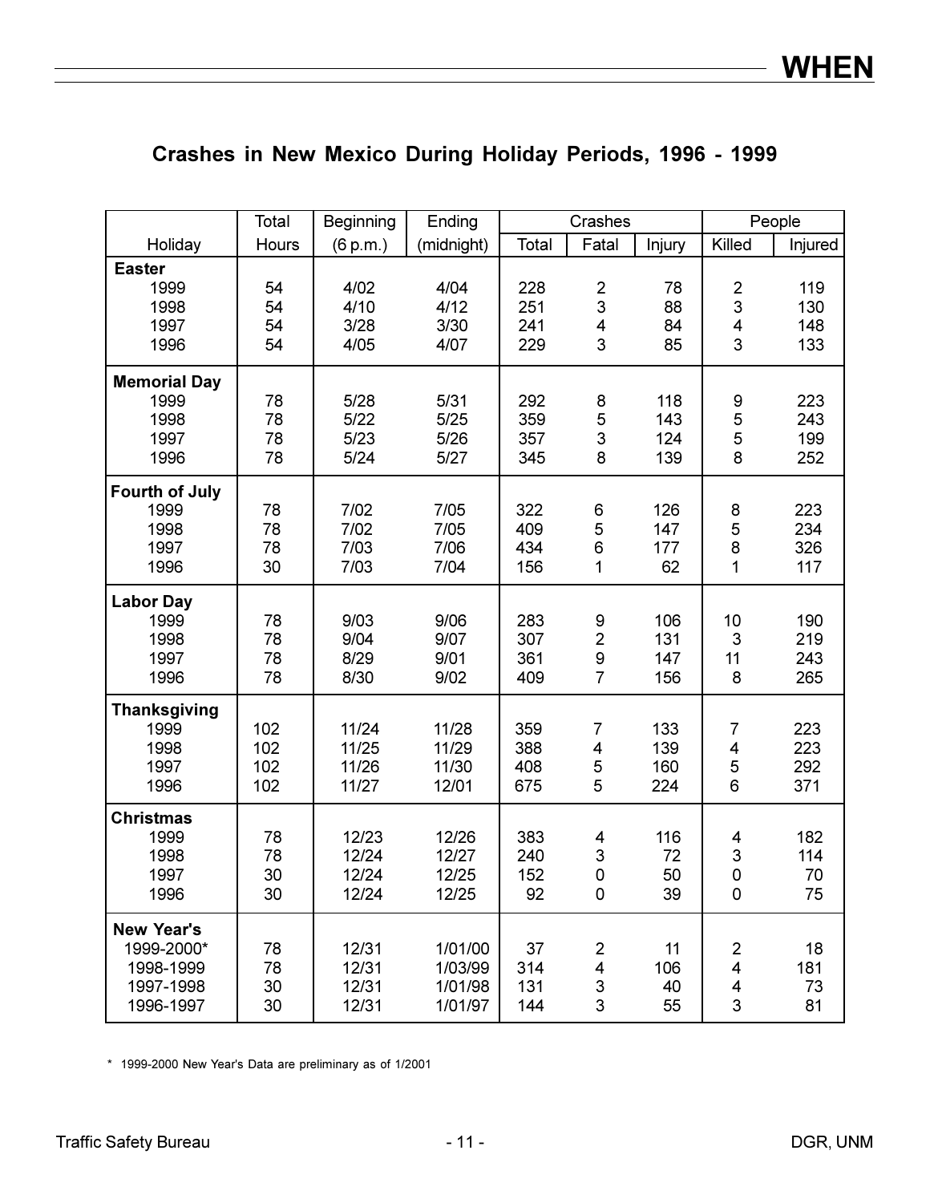## Crashes in New Mexico During Holiday Periods, 1996 - 1999

| Holiday | Total Hours | Beginning (6 p.m.) | Ending (midnight) | Crashes | | | People | |
|---|---|---|---|---|---|---|---|---|
| | | | | Total | Fatal | Injury | Killed | Injured |
| **Easter** | | | | | | | | |
| 1999 | 54 | 4/02 | 4/04 | 228 | 2 | 78 | 2 | 119 |
| 1998 | 54 | 4/10 | 4/12 | 251 | 3 | 88 | 3 | 130 |
| 1997 | 54 | 3/28 | 3/30 | 241 | 4 | 84 | 4 | 148 |
| 1996 | 54 | 4/05 | 4/07 | 229 | 3 | 85 | 3 | 133 |
| **Memorial Day** | | | | | | | | |
| 1999 | 78 | 5/28 | 5/31 | 292 | 8 | 118 | 9 | 223 |
| 1998 | 78 | 5/22 | 5/25 | 359 | 5 | 143 | 5 | 243 |
| 1997 | 78 | 5/23 | 5/26 | 357 | 3 | 124 | 5 | 199 |
| 1996 | 78 | 5/24 | 5/27 | 345 | 8 | 139 | 8 | 252 |
| **Fourth of July** | | | | | | | | |
| 1999 | 78 | 7/02 | 7/05 | 322 | 6 | 126 | 8 | 223 |
| 1998 | 78 | 7/02 | 7/05 | 409 | 5 | 147 | 5 | 234 |
| 1997 | 78 | 7/03 | 7/06 | 434 | 6 | 177 | 8 | 326 |
| 1996 | 30 | 7/03 | 7/04 | 156 | 1 | 62 | 1 | 117 |
| **Labor Day** | | | | | | | | |
| 1999 | 78 | 9/03 | 9/06 | 283 | 9 | 106 | 10 | 190 |
| 1998 | 78 | 9/04 | 9/07 | 307 | 2 | 131 | 3 | 219 |
| 1997 | 78 | 8/29 | 9/01 | 361 | 9 | 147 | 11 | 243 |
| 1996 | 78 | 8/30 | 9/02 | 409 | 7 | 156 | 8 | 265 |
| **Thanksgiving** | | | | | | | | |
| 1999 | 102 | 11/24 | 11/28 | 359 | 7 | 133 | 7 | 223 |
| 1998 | 102 | 11/25 | 11/29 | 388 | 4 | 139 | 4 | 223 |
| 1997 | 102 | 11/26 | 11/30 | 408 | 5 | 160 | 5 | 292 |
| 1996 | 102 | 11/27 | 12/01 | 675 | 5 | 224 | 6 | 371 |
| **Christmas** | | | | | | | | |
| 1999 | 78 | 12/23 | 12/26 | 383 | 4 | 116 | 4 | 182 |
| 1998 | 78 | 12/24 | 12/27 | 240 | 3 | 72 | 3 | 114 |
| 1997 | 30 | 12/24 | 12/25 | 152 | 0 | 50 | 0 | 70 |
| 1996 | 30 | 12/24 | 12/25 | 92 | 0 | 39 | 0 | 75 |
| **New Year's** | | | | | | | | |
| 1999-2000* | 78 | 12/31 | 1/01/00 | 37 | 2 | 11 | 2 | 18 |
| 1998-1999 | 78 | 12/31 | 1/03/99 | 314 | 4 | 106 | 4 | 181 |
| 1997-1998 | 30 | 12/31 | 1/01/98 | 131 | 3 | 40 | 4 | 73 |
| 1996-1997 | 30 | 12/31 | 1/01/97 | 144 | 3 | 55 | 3 | 81 |

\* 1999-2000 New Year's Data are preliminary as of 1/2001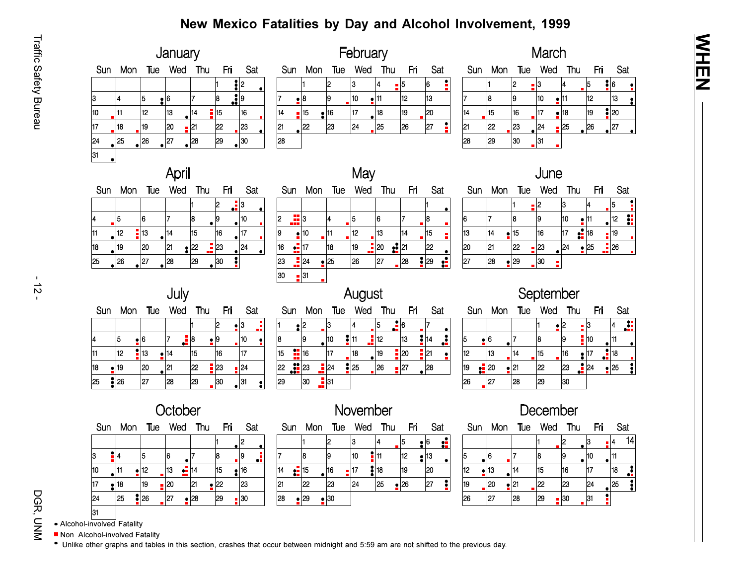# New Mexico Fatalities by Day and Alcohol Involvement, 1999

The page presents twelve monthly calendars (January through December 1999), with days of the week labeled Sun, Mon, Tue, Wed, Thu, Fri, Sat. Each day is marked with symbols for fatalities. December 4 is annotated "14".

- • Alcohol-involved Fatality
- ■ Non Alcohol-involved Fatality
- Unlike other graphs and tables in this section, crashes that occur between midnight and 5:59 am are not shifted to the previous day.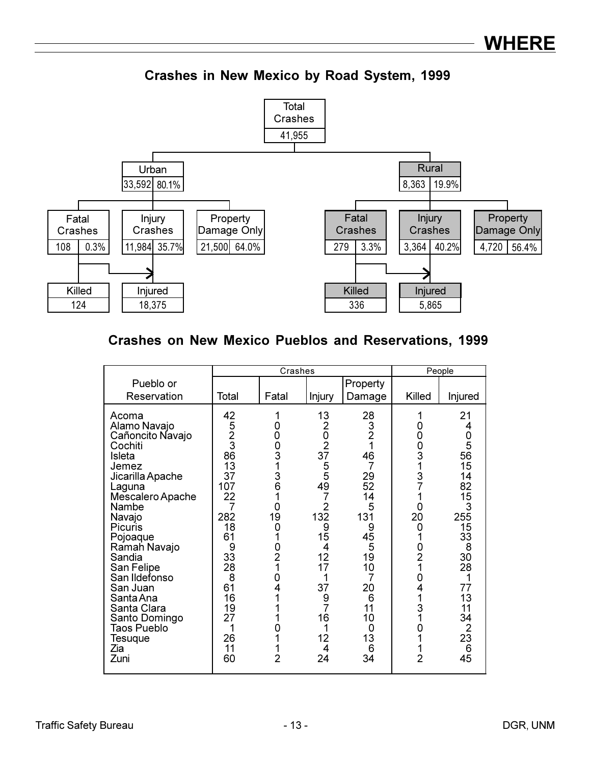# WHERE

## Crashes in New Mexico by Road System, 1999

Total Crashes: 41,955

- Urban: 33,592 (80.1%)
  - Fatal Crashes: 108 (0.3%)
  - Injury Crashes: 11,984 (35.7%)
  - Property Damage Only: 21,500 (64.0%)
  - Killed: 124
  - Injured: 18,375
- Rural: 8,363 (19.9%)
  - Fatal Crashes: 279 (3.3%)
  - Injury Crashes: 3,364 (40.2%)
  - Property Damage Only: 4,720 (56.4%)
  - Killed: 336
  - Injured: 5,865

## Crashes on New Mexico Pueblos and Reservations, 1999

| Pueblo or Reservation | Crashes | | | | People | |
|---|---|---|---|---|---|---|
| | Total | Fatal | Injury | Property Damage | Killed | Injured |
| Acoma | 42 | 1 | 13 | 28 | 1 | 21 |
| Alamo Navajo | 5 | 0 | 2 | 3 | 0 | 4 |
| Cañoncito Navajo | 2 | 0 | 0 | 2 | 0 | 0 |
| Cochiti | 3 | 0 | 2 | 1 | 0 | 5 |
| Isleta | 86 | 3 | 37 | 46 | 3 | 56 |
| Jemez | 13 | 1 | 5 | 7 | 1 | 15 |
| Jicarilla Apache | 37 | 3 | 5 | 29 | 3 | 14 |
| Laguna | 107 | 6 | 49 | 52 | 7 | 82 |
| Mescalero Apache | 22 | 1 | 7 | 14 | 1 | 15 |
| Nambe | 7 | 0 | 2 | 5 | 0 | 3 |
| Navajo | 282 | 19 | 132 | 131 | 20 | 255 |
| Picuris | 18 | 0 | 9 | 9 | 0 | 15 |
| Pojoaque | 61 | 1 | 15 | 45 | 1 | 33 |
| Ramah Navajo | 9 | 0 | 4 | 5 | 0 | 8 |
| Sandia | 33 | 2 | 12 | 19 | 2 | 30 |
| San Felipe | 28 | 1 | 17 | 10 | 1 | 28 |
| San Ildefonso | 8 | 0 | 1 | 7 | 0 | 1 |
| San Juan | 61 | 4 | 37 | 20 | 4 | 77 |
| Santa Ana | 16 | 1 | 9 | 6 | 1 | 13 |
| Santa Clara | 19 | 1 | 7 | 11 | 3 | 11 |
| Santo Domingo | 27 | 1 | 16 | 10 | 1 | 34 |
| Taos Pueblo | 1 | 0 | 1 | 0 | 0 | 2 |
| Tesuque | 26 | 1 | 12 | 13 | 1 | 23 |
| Zia | 11 | 1 | 4 | 6 | 1 | 6 |
| Zuni | 60 | 2 | 24 | 34 | 2 | 45 |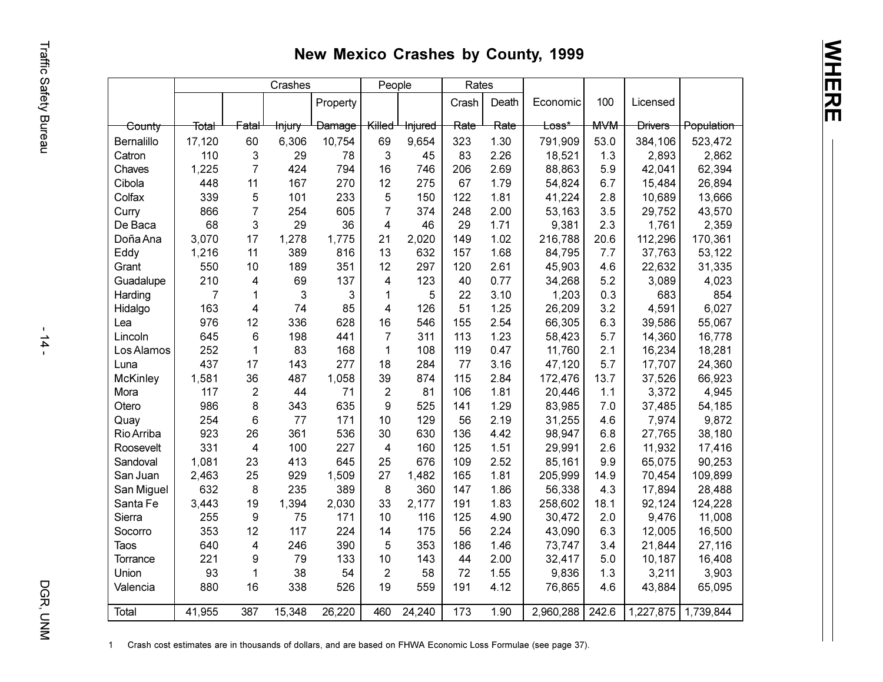# New Mexico Crashes by County, 1999

| | Crashes | | | | People | | Rates | | | | | |
|---|---|---|---|---|---|---|---|---|---|---|---|---|
| County | Total | Fatal | Injury | Property Damage | Killed | Injured | Crash Rate | Death Rate | Economic Loss* | 100 MVM | Licensed Drivers | Population |
| Bernalillo | 17,120 | 60 | 6,306 | 10,754 | 69 | 9,654 | 323 | 1.30 | 791,909 | 53.0 | 384,106 | 523,472 |
| Catron | 110 | 3 | 29 | 78 | 3 | 45 | 83 | 2.26 | 18,521 | 1.3 | 2,893 | 2,862 |
| Chaves | 1,225 | 7 | 424 | 794 | 16 | 746 | 206 | 2.69 | 88,863 | 5.9 | 42,041 | 62,394 |
| Cibola | 448 | 11 | 167 | 270 | 12 | 275 | 67 | 1.79 | 54,824 | 6.7 | 15,484 | 26,894 |
| Colfax | 339 | 5 | 101 | 233 | 5 | 150 | 122 | 1.81 | 41,224 | 2.8 | 10,689 | 13,666 |
| Curry | 866 | 7 | 254 | 605 | 7 | 374 | 248 | 2.00 | 53,163 | 3.5 | 29,752 | 43,570 |
| De Baca | 68 | 3 | 29 | 36 | 4 | 46 | 29 | 1.71 | 9,381 | 2.3 | 1,761 | 2,359 |
| Doña Ana | 3,070 | 17 | 1,278 | 1,775 | 21 | 2,020 | 149 | 1.02 | 216,788 | 20.6 | 112,296 | 170,361 |
| Eddy | 1,216 | 11 | 389 | 816 | 13 | 632 | 157 | 1.68 | 84,795 | 7.7 | 37,763 | 53,122 |
| Grant | 550 | 10 | 189 | 351 | 12 | 297 | 120 | 2.61 | 45,903 | 4.6 | 22,632 | 31,335 |
| Guadalupe | 210 | 4 | 69 | 137 | 4 | 123 | 40 | 0.77 | 34,268 | 5.2 | 3,089 | 4,023 |
| Harding | 7 | 1 | 3 | 3 | 1 | 5 | 22 | 3.10 | 1,203 | 0.3 | 683 | 854 |
| Hidalgo | 163 | 4 | 74 | 85 | 4 | 126 | 51 | 1.25 | 26,209 | 3.2 | 4,591 | 6,027 |
| Lea | 976 | 12 | 336 | 628 | 16 | 546 | 155 | 2.54 | 66,305 | 6.3 | 39,586 | 55,067 |
| Lincoln | 645 | 6 | 198 | 441 | 7 | 311 | 113 | 1.23 | 58,423 | 5.7 | 14,360 | 16,778 |
| Los Alamos | 252 | 1 | 83 | 168 | 1 | 108 | 119 | 0.47 | 11,760 | 2.1 | 16,234 | 18,281 |
| Luna | 437 | 17 | 143 | 277 | 18 | 284 | 77 | 3.16 | 47,120 | 5.7 | 17,707 | 24,360 |
| McKinley | 1,581 | 36 | 487 | 1,058 | 39 | 874 | 115 | 2.84 | 172,476 | 13.7 | 37,526 | 66,923 |
| Mora | 117 | 2 | 44 | 71 | 2 | 81 | 106 | 1.81 | 20,446 | 1.1 | 3,372 | 4,945 |
| Otero | 986 | 8 | 343 | 635 | 9 | 525 | 141 | 1.29 | 83,985 | 7.0 | 37,485 | 54,185 |
| Quay | 254 | 6 | 77 | 171 | 10 | 129 | 56 | 2.19 | 31,255 | 4.6 | 7,974 | 9,872 |
| Rio Arriba | 923 | 26 | 361 | 536 | 30 | 630 | 136 | 4.42 | 98,947 | 6.8 | 27,765 | 38,180 |
| Roosevelt | 331 | 4 | 100 | 227 | 4 | 160 | 125 | 1.51 | 29,991 | 2.6 | 11,932 | 17,416 |
| Sandoval | 1,081 | 23 | 413 | 645 | 25 | 676 | 109 | 2.52 | 85,161 | 9.9 | 65,075 | 90,253 |
| San Juan | 2,463 | 25 | 929 | 1,509 | 27 | 1,482 | 165 | 1.81 | 205,999 | 14.9 | 70,454 | 109,899 |
| San Miguel | 632 | 8 | 235 | 389 | 8 | 360 | 147 | 1.86 | 56,338 | 4.3 | 17,894 | 28,488 |
| Santa Fe | 3,443 | 19 | 1,394 | 2,030 | 33 | 2,177 | 191 | 1.83 | 258,602 | 18.1 | 92,124 | 124,228 |
| Sierra | 255 | 9 | 75 | 171 | 10 | 116 | 125 | 4.90 | 30,472 | 2.0 | 9,476 | 11,008 |
| Socorro | 353 | 12 | 117 | 224 | 14 | 175 | 56 | 2.24 | 43,090 | 6.3 | 12,005 | 16,500 |
| Taos | 640 | 4 | 246 | 390 | 5 | 353 | 186 | 1.46 | 73,747 | 3.4 | 21,844 | 27,116 |
| Torrance | 221 | 9 | 79 | 133 | 10 | 143 | 44 | 2.00 | 32,417 | 5.0 | 10,187 | 16,408 |
| Union | 93 | 1 | 38 | 54 | 2 | 58 | 72 | 1.55 | 9,836 | 1.3 | 3,211 | 3,903 |
| Valencia | 880 | 16 | 338 | 526 | 19 | 559 | 191 | 4.12 | 76,865 | 4.6 | 43,884 | 65,095 |
| Total | 41,955 | 387 | 15,348 | 26,220 | 460 | 24,240 | 173 | 1.90 | 2,960,288 | 242.6 | 1,227,875 | 1,739,844 |

1 Crash cost estimates are in thousands of dollars, and are based on FHWA Economic Loss Formulae (see page 37).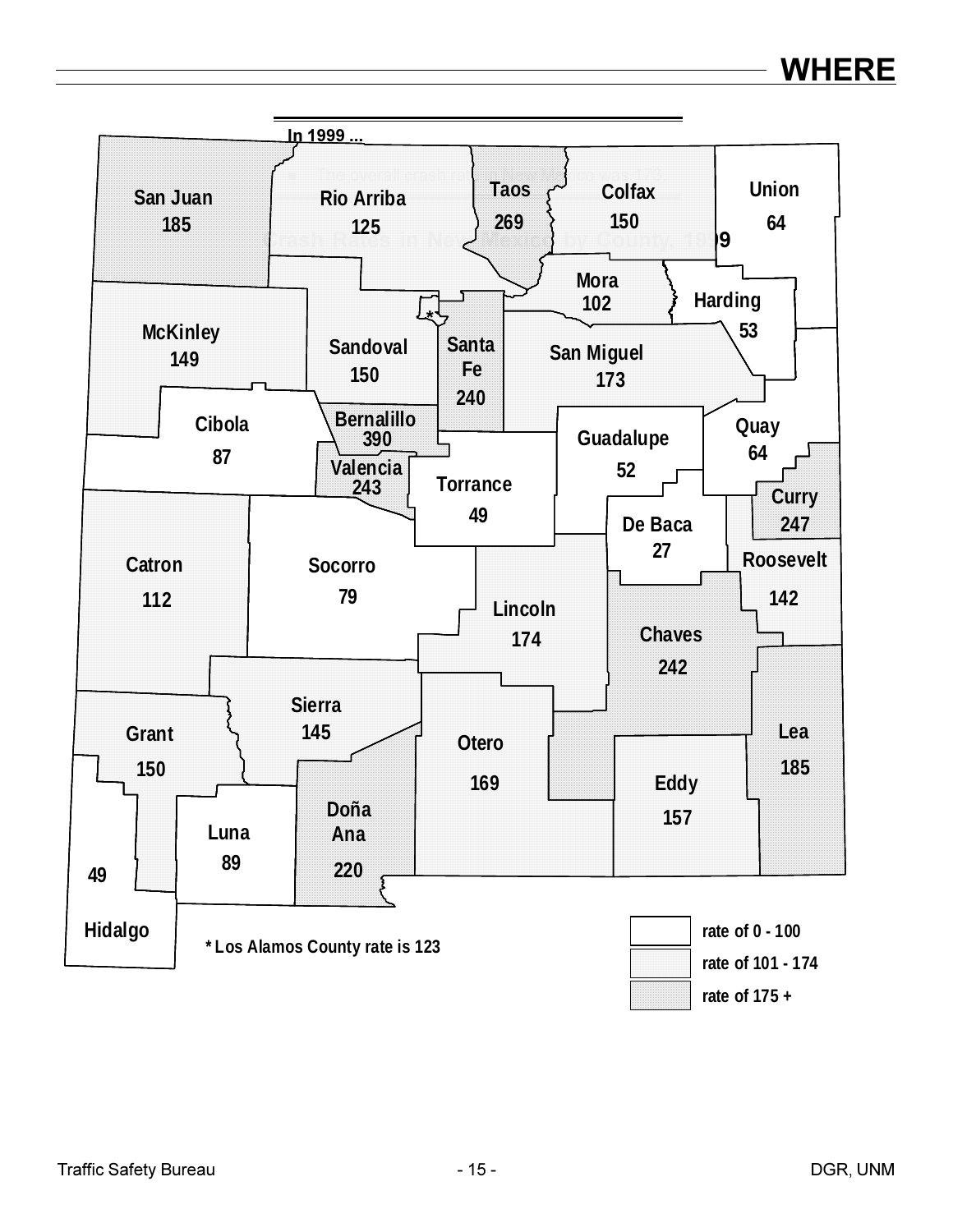# WHERE

**In 1999 ...**

- The overall crash rate in New Mexico was 173.

## Crash Rates in New Mexico by County, 1999

| County | Rate |
|---|---|
| San Juan | 185 |
| Rio Arriba | 125 |
| Taos | 269 |
| Colfax | 150 |
| Union | 64 |
| Mora | 102 |
| Harding | 53 |
| McKinley | 149 |
| Sandoval | 150 |
| Santa Fe | 240 |
| San Miguel | 173 |
| Cibola | 87 |
| Bernalillo | 390 |
| Valencia | 243 |
| Torrance | 49 |
| Guadalupe | 52 |
| Quay | 64 |
| Curry | 247 |
| De Baca | 27 |
| Roosevelt | 142 |
| Catron | 112 |
| Socorro | 79 |
| Lincoln | 174 |
| Chaves | 242 |
| Sierra | 145 |
| Grant | 150 |
| Otero | 169 |
| Lea | 185 |
| Eddy | 157 |
| Doña Ana | 220 |
| Luna | 89 |
| Hidalgo | 49 |

* Los Alamos County rate is 123

- rate of 0 - 100
- rate of 101 - 174
- rate of 175 +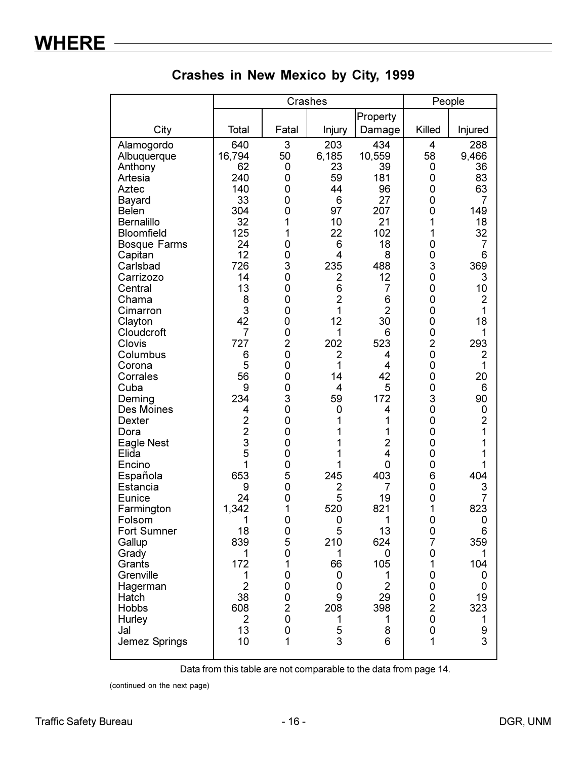## WHERE

### Crashes in New Mexico by City, 1999

| City | Crashes | | | | People | |
|---|---|---|---|---|---|---|
| | Total | Fatal | Injury | Property Damage | Killed | Injured |
| Alamogordo | 640 | 3 | 203 | 434 | 4 | 288 |
| Albuquerque | 16,794 | 50 | 6,185 | 10,559 | 58 | 9,466 |
| Anthony | 62 | 0 | 23 | 39 | 0 | 36 |
| Artesia | 240 | 0 | 59 | 181 | 0 | 83 |
| Aztec | 140 | 0 | 44 | 96 | 0 | 63 |
| Bayard | 33 | 0 | 6 | 27 | 0 | 7 |
| Belen | 304 | 0 | 97 | 207 | 0 | 149 |
| Bernalillo | 32 | 1 | 10 | 21 | 1 | 18 |
| Bloomfield | 125 | 1 | 22 | 102 | 1 | 32 |
| Bosque Farms | 24 | 0 | 6 | 18 | 0 | 7 |
| Capitan | 12 | 0 | 4 | 8 | 0 | 6 |
| Carlsbad | 726 | 3 | 235 | 488 | 3 | 369 |
| Carrizozo | 14 | 0 | 2 | 12 | 0 | 3 |
| Central | 13 | 0 | 6 | 7 | 0 | 10 |
| Chama | 8 | 0 | 2 | 6 | 0 | 2 |
| Cimarron | 3 | 0 | 1 | 2 | 0 | 1 |
| Clayton | 42 | 0 | 12 | 30 | 0 | 18 |
| Cloudcroft | 7 | 0 | 1 | 6 | 0 | 1 |
| Clovis | 727 | 2 | 202 | 523 | 2 | 293 |
| Columbus | 6 | 0 | 2 | 4 | 0 | 2 |
| Corona | 5 | 0 | 1 | 4 | 0 | 1 |
| Corrales | 56 | 0 | 14 | 42 | 0 | 20 |
| Cuba | 9 | 0 | 4 | 5 | 0 | 6 |
| Deming | 234 | 3 | 59 | 172 | 3 | 90 |
| Des Moines | 4 | 0 | 0 | 4 | 0 | 0 |
| Dexter | 2 | 0 | 1 | 1 | 0 | 2 |
| Dora | 2 | 0 | 1 | 1 | 0 | 1 |
| Eagle Nest | 3 | 0 | 1 | 2 | 0 | 1 |
| Elida | 5 | 0 | 1 | 4 | 0 | 1 |
| Encino | 1 | 0 | 1 | 0 | 0 | 1 |
| Española | 653 | 5 | 245 | 403 | 6 | 404 |
| Estancia | 9 | 0 | 2 | 7 | 0 | 3 |
| Eunice | 24 | 0 | 5 | 19 | 0 | 7 |
| Farmington | 1,342 | 1 | 520 | 821 | 1 | 823 |
| Folsom | 1 | 0 | 0 | 1 | 0 | 0 |
| Fort Sumner | 18 | 0 | 5 | 13 | 0 | 6 |
| Gallup | 839 | 5 | 210 | 624 | 7 | 359 |
| Grady | 1 | 0 | 1 | 0 | 0 | 1 |
| Grants | 172 | 1 | 66 | 105 | 1 | 104 |
| Grenville | 1 | 0 | 0 | 1 | 0 | 0 |
| Hagerman | 2 | 0 | 0 | 2 | 0 | 0 |
| Hatch | 38 | 0 | 9 | 29 | 0 | 19 |
| Hobbs | 608 | 2 | 208 | 398 | 2 | 323 |
| Hurley | 2 | 0 | 1 | 1 | 0 | 1 |
| Jal | 13 | 0 | 5 | 8 | 0 | 9 |
| Jemez Springs | 10 | 1 | 3 | 6 | 1 | 3 |

Data from this table are not comparable to the data from page 14.

(continued on the next page)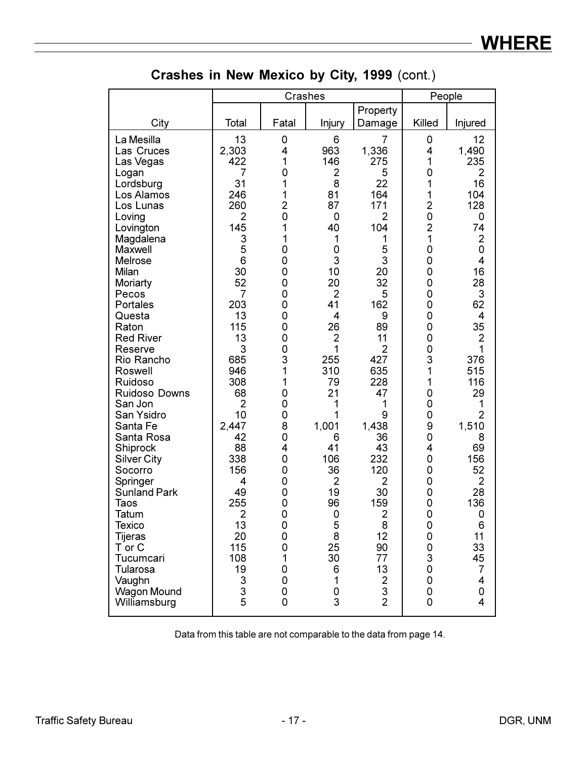## Crashes in New Mexico by City, 1999 (cont.)

| City | Crashes | | | | People | |
|---|---|---|---|---|---|---|
| | Total | Fatal | Injury | Property Damage | Killed | Injured |
| La Mesilla | 13 | 0 | 6 | 7 | 0 | 12 |
| Las Cruces | 2,303 | 4 | 963 | 1,336 | 4 | 1,490 |
| Las Vegas | 422 | 1 | 146 | 275 | 1 | 235 |
| Logan | 7 | 0 | 2 | 5 | 0 | 2 |
| Lordsburg | 31 | 1 | 8 | 22 | 1 | 16 |
| Los Alamos | 246 | 1 | 81 | 164 | 1 | 104 |
| Los Lunas | 260 | 2 | 87 | 171 | 2 | 128 |
| Loving | 2 | 0 | 0 | 2 | 0 | 0 |
| Lovington | 145 | 1 | 40 | 104 | 2 | 74 |
| Magdalena | 3 | 1 | 1 | 1 | 1 | 2 |
| Maxwell | 5 | 0 | 0 | 5 | 0 | 0 |
| Melrose | 6 | 0 | 3 | 3 | 0 | 4 |
| Milan | 30 | 0 | 10 | 20 | 0 | 16 |
| Moriarty | 52 | 0 | 20 | 32 | 0 | 28 |
| Pecos | 7 | 0 | 2 | 5 | 0 | 3 |
| Portales | 203 | 0 | 41 | 162 | 0 | 62 |
| Questa | 13 | 0 | 4 | 9 | 0 | 4 |
| Raton | 115 | 0 | 26 | 89 | 0 | 35 |
| Red River | 13 | 0 | 2 | 11 | 0 | 2 |
| Reserve | 3 | 0 | 1 | 2 | 0 | 1 |
| Rio Rancho | 685 | 3 | 255 | 427 | 3 | 376 |
| Roswell | 946 | 1 | 310 | 635 | 1 | 515 |
| Ruidoso | 308 | 1 | 79 | 228 | 1 | 116 |
| Ruidoso Downs | 68 | 0 | 21 | 47 | 0 | 29 |
| San Jon | 2 | 0 | 1 | 1 | 0 | 1 |
| San Ysidro | 10 | 0 | 1 | 9 | 0 | 2 |
| Santa Fe | 2,447 | 8 | 1,001 | 1,438 | 9 | 1,510 |
| Santa Rosa | 42 | 0 | 6 | 36 | 0 | 8 |
| Shiprock | 88 | 4 | 41 | 43 | 4 | 69 |
| Silver City | 338 | 0 | 106 | 232 | 0 | 156 |
| Socorro | 156 | 0 | 36 | 120 | 0 | 52 |
| Springer | 4 | 0 | 2 | 2 | 0 | 2 |
| Sunland Park | 49 | 0 | 19 | 30 | 0 | 28 |
| Taos | 255 | 0 | 96 | 159 | 0 | 136 |
| Tatum | 2 | 0 | 0 | 2 | 0 | 0 |
| Texico | 13 | 0 | 5 | 8 | 0 | 6 |
| Tijeras | 20 | 0 | 8 | 12 | 0 | 11 |
| T or C | 115 | 0 | 25 | 90 | 0 | 33 |
| Tucumcari | 108 | 1 | 30 | 77 | 3 | 45 |
| Tularosa | 19 | 0 | 6 | 13 | 0 | 7 |
| Vaughn | 3 | 0 | 1 | 2 | 0 | 4 |
| Wagon Mound | 3 | 0 | 0 | 3 | 0 | 0 |
| Williamsburg | 5 | 0 | 3 | 2 | 0 | 4 |

Data from this table are not comparable to the data from page 14.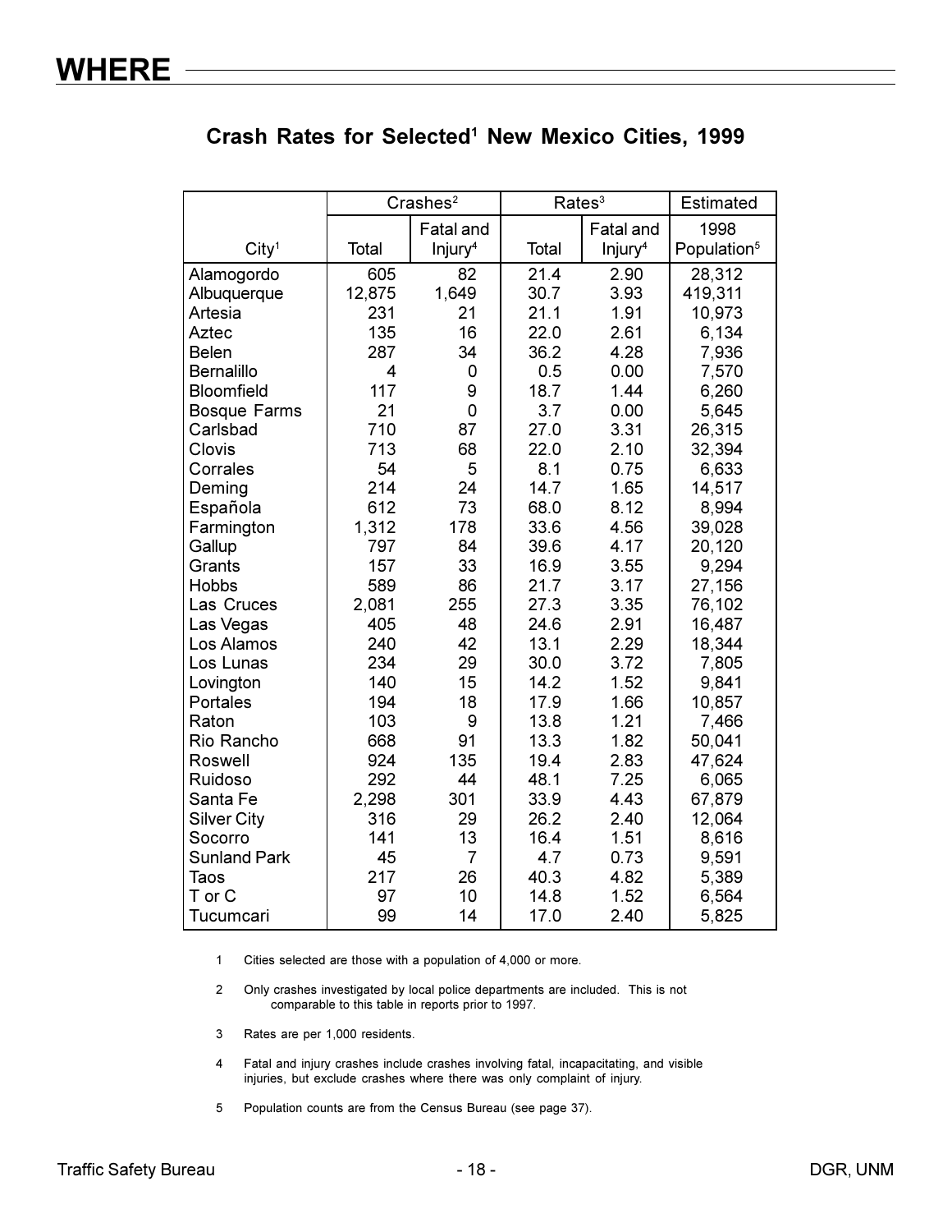# WHERE

## Crash Rates for Selected[1] New Mexico Cities, 1999

| City[1] | Crashes[2] | | Rates[3] | | Estimated |
|---|---|---|---|---|---|
| | Total | Fatal and Injury[4] | Total | Fatal and Injury[4] | 1998 Population[5] |
| Alamogordo | 605 | 82 | 21.4 | 2.90 | 28,312 |
| Albuquerque | 12,875 | 1,649 | 30.7 | 3.93 | 419,311 |
| Artesia | 231 | 21 | 21.1 | 1.91 | 10,973 |
| Aztec | 135 | 16 | 22.0 | 2.61 | 6,134 |
| Belen | 287 | 34 | 36.2 | 4.28 | 7,936 |
| Bernalillo | 4 | 0 | 0.5 | 0.00 | 7,570 |
| Bloomfield | 117 | 9 | 18.7 | 1.44 | 6,260 |
| Bosque Farms | 21 | 0 | 3.7 | 0.00 | 5,645 |
| Carlsbad | 710 | 87 | 27.0 | 3.31 | 26,315 |
| Clovis | 713 | 68 | 22.0 | 2.10 | 32,394 |
| Corrales | 54 | 5 | 8.1 | 0.75 | 6,633 |
| Deming | 214 | 24 | 14.7 | 1.65 | 14,517 |
| Española | 612 | 73 | 68.0 | 8.12 | 8,994 |
| Farmington | 1,312 | 178 | 33.6 | 4.56 | 39,028 |
| Gallup | 797 | 84 | 39.6 | 4.17 | 20,120 |
| Grants | 157 | 33 | 16.9 | 3.55 | 9,294 |
| Hobbs | 589 | 86 | 21.7 | 3.17 | 27,156 |
| Las Cruces | 2,081 | 255 | 27.3 | 3.35 | 76,102 |
| Las Vegas | 405 | 48 | 24.6 | 2.91 | 16,487 |
| Los Alamos | 240 | 42 | 13.1 | 2.29 | 18,344 |
| Los Lunas | 234 | 29 | 30.0 | 3.72 | 7,805 |
| Lovington | 140 | 15 | 14.2 | 1.52 | 9,841 |
| Portales | 194 | 18 | 17.9 | 1.66 | 10,857 |
| Raton | 103 | 9 | 13.8 | 1.21 | 7,466 |
| Rio Rancho | 668 | 91 | 13.3 | 1.82 | 50,041 |
| Roswell | 924 | 135 | 19.4 | 2.83 | 47,624 |
| Ruidoso | 292 | 44 | 48.1 | 7.25 | 6,065 |
| Santa Fe | 2,298 | 301 | 33.9 | 4.43 | 67,879 |
| Silver City | 316 | 29 | 26.2 | 2.40 | 12,064 |
| Socorro | 141 | 13 | 16.4 | 1.51 | 8,616 |
| Sunland Park | 45 | 7 | 4.7 | 0.73 | 9,591 |
| Taos | 217 | 26 | 40.3 | 4.82 | 5,389 |
| T or C | 97 | 10 | 14.8 | 1.52 | 6,564 |
| Tucumcari | 99 | 14 | 17.0 | 2.40 | 5,825 |

1 Cities selected are those with a population of 4,000 or more.

2 Only crashes investigated by local police departments are included. This is not comparable to this table in reports prior to 1997.

3 Rates are per 1,000 residents.

4 Fatal and injury crashes include crashes involving fatal, incapacitating, and visible injuries, but exclude crashes where there was only complaint of injury.

5 Population counts are from the Census Bureau (see page 37).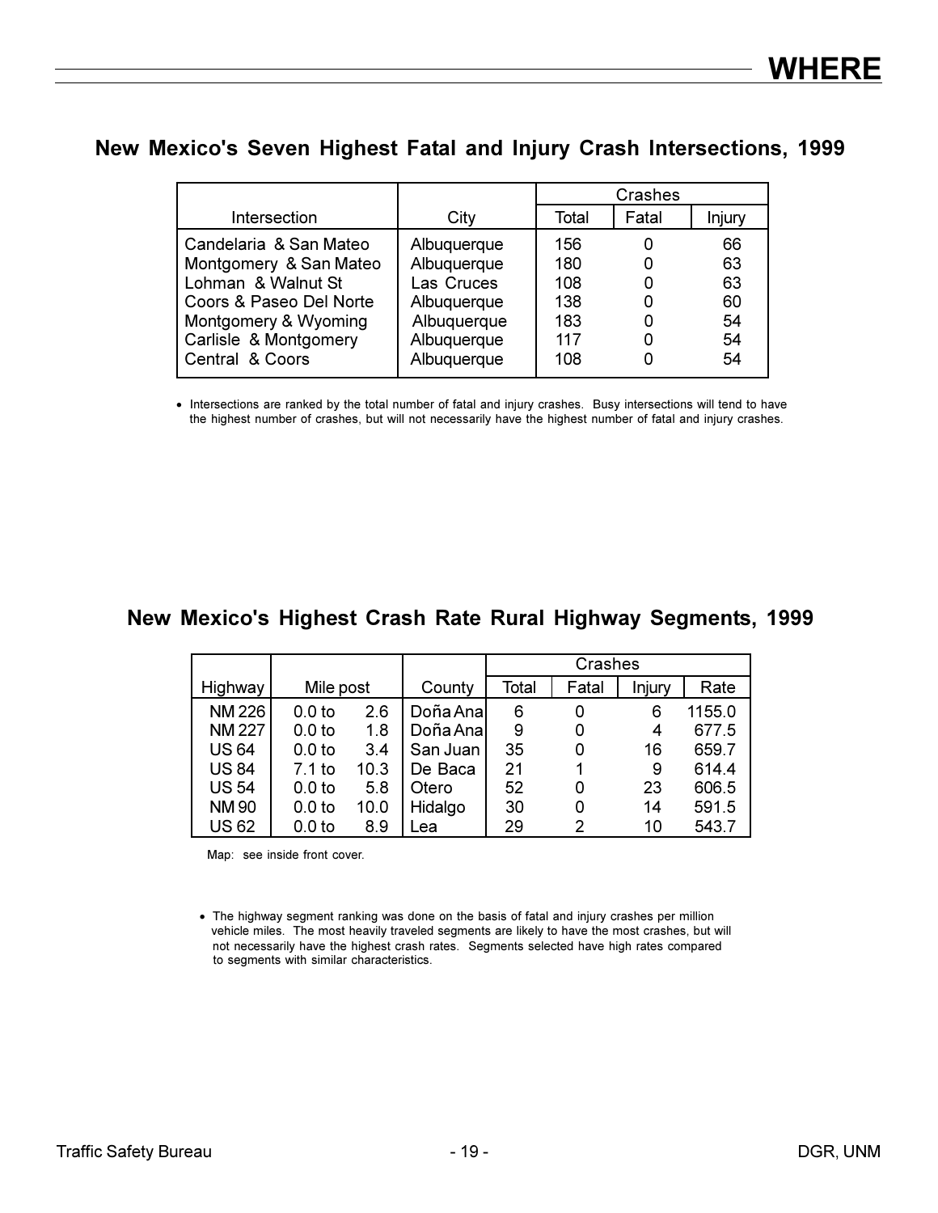# WHERE

## New Mexico's Seven Highest Fatal and Injury Crash Intersections, 1999

| Intersection | City | Crashes | | |
|---|---|---|---|---|
| | | Total | Fatal | Injury |
| Candelaria & San Mateo | Albuquerque | 156 | 0 | 66 |
| Montgomery & San Mateo | Albuquerque | 180 | 0 | 63 |
| Lohman & Walnut St | Las Cruces | 108 | 0 | 63 |
| Coors & Paseo Del Norte | Albuquerque | 138 | 0 | 60 |
| Montgomery & Wyoming | Albuquerque | 183 | 0 | 54 |
| Carlisle & Montgomery | Albuquerque | 117 | 0 | 54 |
| Central & Coors | Albuquerque | 108 | 0 | 54 |

- Intersections are ranked by the total number of fatal and injury crashes. Busy intersections will tend to have the highest number of crashes, but will not necessarily have the highest number of fatal and injury crashes.

## New Mexico's Highest Crash Rate Rural Highway Segments, 1999

| Highway | Mile post | County | Crashes | | | |
|---|---|---|---|---|---|---|
| | | | Total | Fatal | Injury | Rate |
| NM 226 | 0.0 to 2.6 | Doña Ana | 6 | 0 | 6 | 1155.0 |
| NM 227 | 0.0 to 1.8 | Doña Ana | 9 | 0 | 4 | 677.5 |
| US 64 | 0.0 to 3.4 | San Juan | 35 | 0 | 16 | 659.7 |
| US 84 | 7.1 to 10.3 | De Baca | 21 | 1 | 9 | 614.4 |
| US 54 | 0.0 to 5.8 | Otero | 52 | 0 | 23 | 606.5 |
| NM 90 | 0.0 to 10.0 | Hidalgo | 30 | 0 | 14 | 591.5 |
| US 62 | 0.0 to 8.9 | Lea | 29 | 2 | 10 | 543.7 |

Map: see inside front cover.

- The highway segment ranking was done on the basis of fatal and injury crashes per million vehicle miles. The most heavily traveled segments are likely to have the most crashes, but will not necessarily have the highest crash rates. Segments selected have high rates compared to segments with similar characteristics.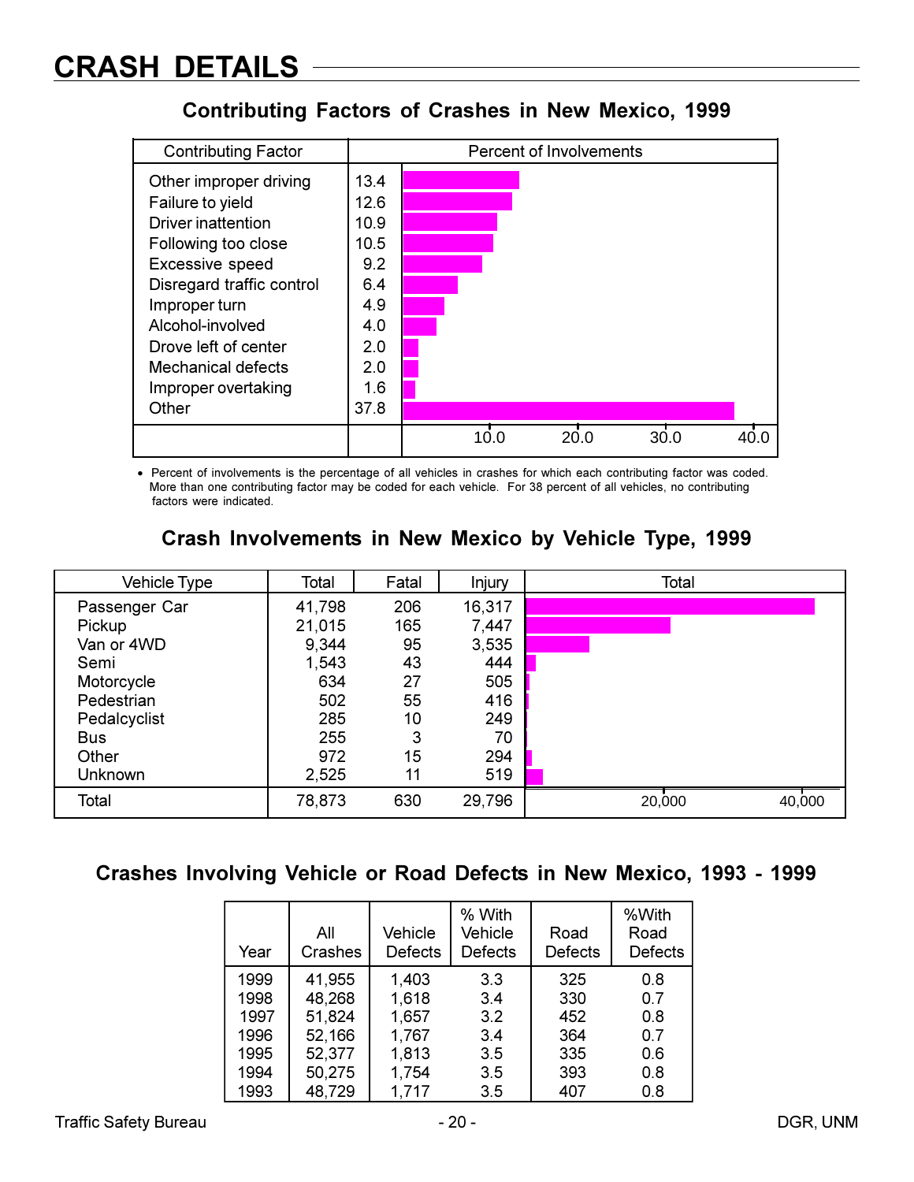# CRASH DETAILS

## Contributing Factors of Crashes in New Mexico, 1999

| Contributing Factor | Percent of Involvements |
|---|---|
| Other improper driving | 13.4 |
| Failure to yield | 12.6 |
| Driver inattention | 10.9 |
| Following too close | 10.5 |
| Excessive speed | 9.2 |
| Disregard traffic control | 6.4 |
| Improper turn | 4.9 |
| Alcohol-involved | 4.0 |
| Drove left of center | 2.0 |
| Mechanical defects | 2.0 |
| Improper overtaking | 1.6 |
| Other | 37.8 |

- Percent of involvements is the percentage of all vehicles in crashes for which each contributing factor was coded. More than one contributing factor may be coded for each vehicle. For 38 percent of all vehicles, no contributing factors were indicated.

## Crash Involvements in New Mexico by Vehicle Type, 1999

| Vehicle Type | Total | Fatal | Injury |
|---|---|---|---|
| Passenger Car | 41,798 | 206 | 16,317 |
| Pickup | 21,015 | 165 | 7,447 |
| Van or 4WD | 9,344 | 95 | 3,535 |
| Semi | 1,543 | 43 | 444 |
| Motorcycle | 634 | 27 | 505 |
| Pedestrian | 502 | 55 | 416 |
| Pedalcyclist | 285 | 10 | 249 |
| Bus | 255 | 3 | 70 |
| Other | 972 | 15 | 294 |
| Unknown | 2,525 | 11 | 519 |
| Total | 78,873 | 630 | 29,796 |

## Crashes Involving Vehicle or Road Defects in New Mexico, 1993 - 1999

| Year | All Crashes | Vehicle Defects | % With Vehicle Defects | Road Defects | %With Road Defects |
|---|---|---|---|---|---|
| 1999 | 41,955 | 1,403 | 3.3 | 325 | 0.8 |
| 1998 | 48,268 | 1,618 | 3.4 | 330 | 0.7 |
| 1997 | 51,824 | 1,657 | 3.2 | 452 | 0.8 |
| 1996 | 52,166 | 1,767 | 3.4 | 364 | 0.7 |
| 1995 | 52,377 | 1,813 | 3.5 | 335 | 0.6 |
| 1994 | 50,275 | 1,754 | 3.5 | 393 | 0.8 |
| 1993 | 48,729 | 1,717 | 3.5 | 407 | 0.8 |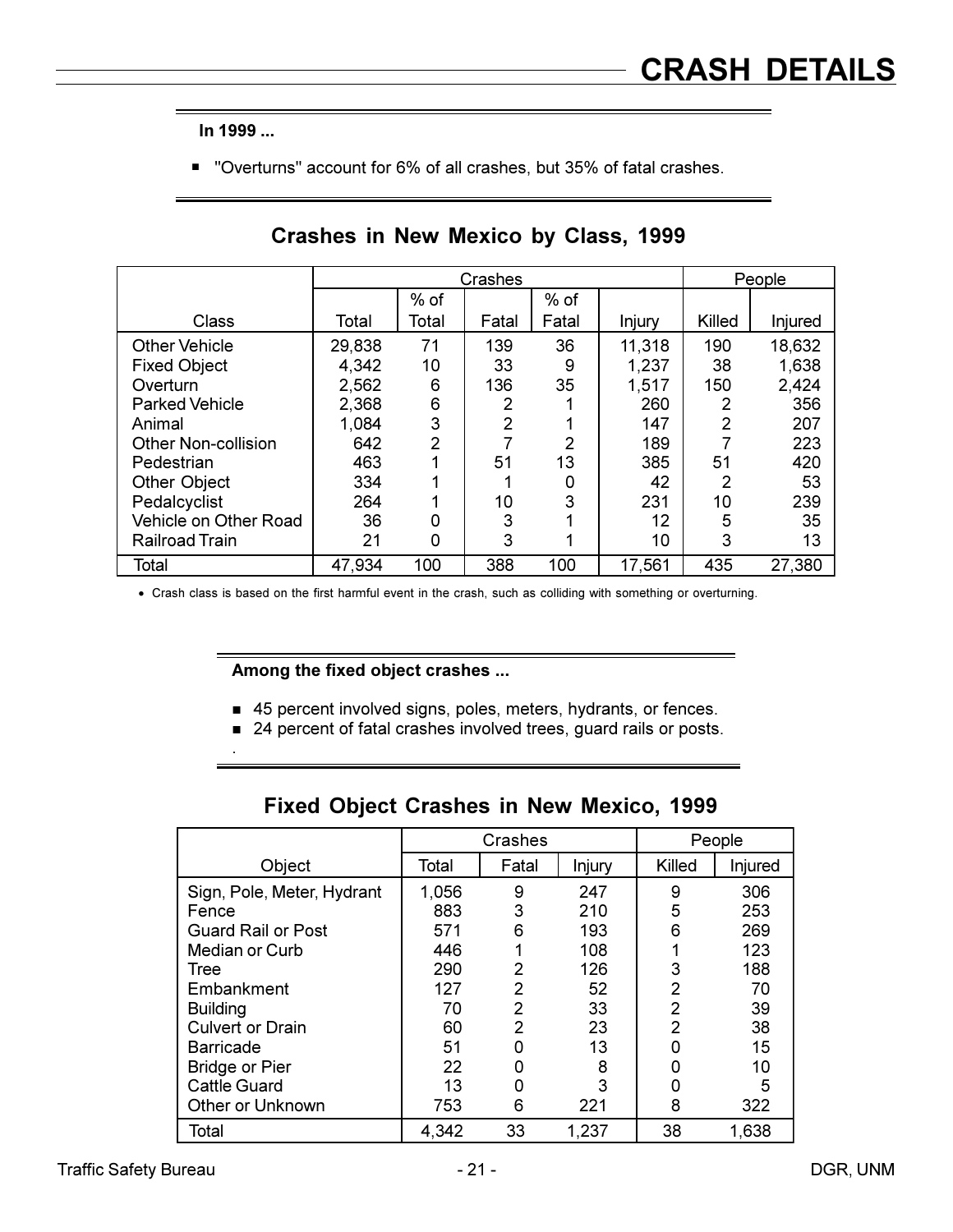# CRASH DETAILS

**In 1999 ...**

- "Overturns" account for 6% of all crashes, but 35% of fatal crashes.

## Crashes in New Mexico by Class, 1999

| Class | Crashes | | | | | People | |
|---|---|---|---|---|---|---|---|
| | Total | % of Total | Fatal | % of Fatal | Injury | Killed | Injured |
| Other Vehicle | 29,838 | 71 | 139 | 36 | 11,318 | 190 | 18,632 |
| Fixed Object | 4,342 | 10 | 33 | 9 | 1,237 | 38 | 1,638 |
| Overturn | 2,562 | 6 | 136 | 35 | 1,517 | 150 | 2,424 |
| Parked Vehicle | 2,368 | 6 | 2 | 1 | 260 | 2 | 356 |
| Animal | 1,084 | 3 | 2 | 1 | 147 | 2 | 207 |
| Other Non-collision | 642 | 2 | 7 | 2 | 189 | 7 | 223 |
| Pedestrian | 463 | 1 | 51 | 13 | 385 | 51 | 420 |
| Other Object | 334 | 1 | 1 | 0 | 42 | 2 | 53 |
| Pedalcyclist | 264 | 1 | 10 | 3 | 231 | 10 | 239 |
| Vehicle on Other Road | 36 | 0 | 3 | 1 | 12 | 5 | 35 |
| Railroad Train | 21 | 0 | 3 | 1 | 10 | 3 | 13 |
| Total | 47,934 | 100 | 388 | 100 | 17,561 | 435 | 27,380 |

- Crash class is based on the first harmful event in the crash, such as colliding with something or overturning.

**Among the fixed object crashes ...**

- 45 percent involved signs, poles, meters, hydrants, or fences.
- 24 percent of fatal crashes involved trees, guard rails or posts.

## Fixed Object Crashes in New Mexico, 1999

| Object | Crashes | | | People | |
|---|---|---|---|---|---|
| | Total | Fatal | Injury | Killed | Injured |
| Sign, Pole, Meter, Hydrant | 1,056 | 9 | 247 | 9 | 306 |
| Fence | 883 | 3 | 210 | 5 | 253 |
| Guard Rail or Post | 571 | 6 | 193 | 6 | 269 |
| Median or Curb | 446 | 1 | 108 | 1 | 123 |
| Tree | 290 | 2 | 126 | 3 | 188 |
| Embankment | 127 | 2 | 52 | 2 | 70 |
| Building | 70 | 2 | 33 | 2 | 39 |
| Culvert or Drain | 60 | 2 | 23 | 2 | 38 |
| Barricade | 51 | 0 | 13 | 0 | 15 |
| Bridge or Pier | 22 | 0 | 8 | 0 | 10 |
| Cattle Guard | 13 | 0 | 3 | 0 | 5 |
| Other or Unknown | 753 | 6 | 221 | 8 | 322 |
| Total | 4,342 | 33 | 1,237 | 38 | 1,638 |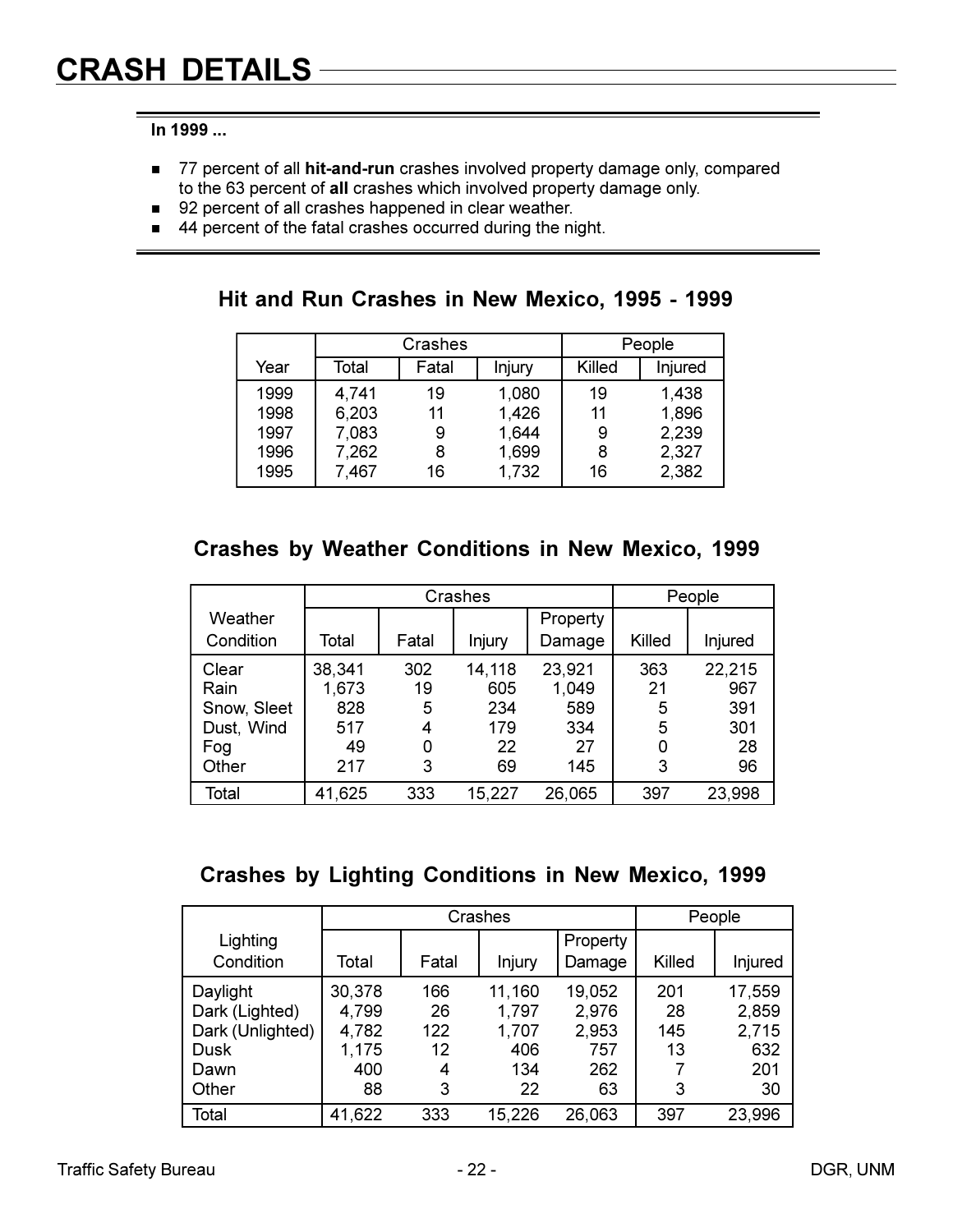# CRASH DETAILS

**In 1999 ...**

- 77 percent of all **hit-and-run** crashes involved property damage only, compared to the 63 percent of **all** crashes which involved property damage only.
- 92 percent of all crashes happened in clear weather.
- 44 percent of the fatal crashes occurred during the night.

## Hit and Run Crashes in New Mexico, 1995 - 1999

| Year | Crashes | | | People | |
|---|---|---|---|---|---|
| | Total | Fatal | Injury | Killed | Injured |
| 1999 | 4,741 | 19 | 1,080 | 19 | 1,438 |
| 1998 | 6,203 | 11 | 1,426 | 11 | 1,896 |
| 1997 | 7,083 | 9 | 1,644 | 9 | 2,239 |
| 1996 | 7,262 | 8 | 1,699 | 8 | 2,327 |
| 1995 | 7,467 | 16 | 1,732 | 16 | 2,382 |

## Crashes by Weather Conditions in New Mexico, 1999

| Weather Condition | Crashes | | | | People | |
|---|---|---|---|---|---|---|
| | Total | Fatal | Injury | Property Damage | Killed | Injured |
| Clear | 38,341 | 302 | 14,118 | 23,921 | 363 | 22,215 |
| Rain | 1,673 | 19 | 605 | 1,049 | 21 | 967 |
| Snow, Sleet | 828 | 5 | 234 | 589 | 5 | 391 |
| Dust, Wind | 517 | 4 | 179 | 334 | 5 | 301 |
| Fog | 49 | 0 | 22 | 27 | 0 | 28 |
| Other | 217 | 3 | 69 | 145 | 3 | 96 |
| Total | 41,625 | 333 | 15,227 | 26,065 | 397 | 23,998 |

## Crashes by Lighting Conditions in New Mexico, 1999

| Lighting Condition | Crashes | | | | People | |
|---|---|---|---|---|---|---|
| | Total | Fatal | Injury | Property Damage | Killed | Injured |
| Daylight | 30,378 | 166 | 11,160 | 19,052 | 201 | 17,559 |
| Dark (Lighted) | 4,799 | 26 | 1,797 | 2,976 | 28 | 2,859 |
| Dark (Unlighted) | 4,782 | 122 | 1,707 | 2,953 | 145 | 2,715 |
| Dusk | 1,175 | 12 | 406 | 757 | 13 | 632 |
| Dawn | 400 | 4 | 134 | 262 | 7 | 201 |
| Other | 88 | 3 | 22 | 63 | 3 | 30 |
| Total | 41,622 | 333 | 15,226 | 26,063 | 397 | 23,996 |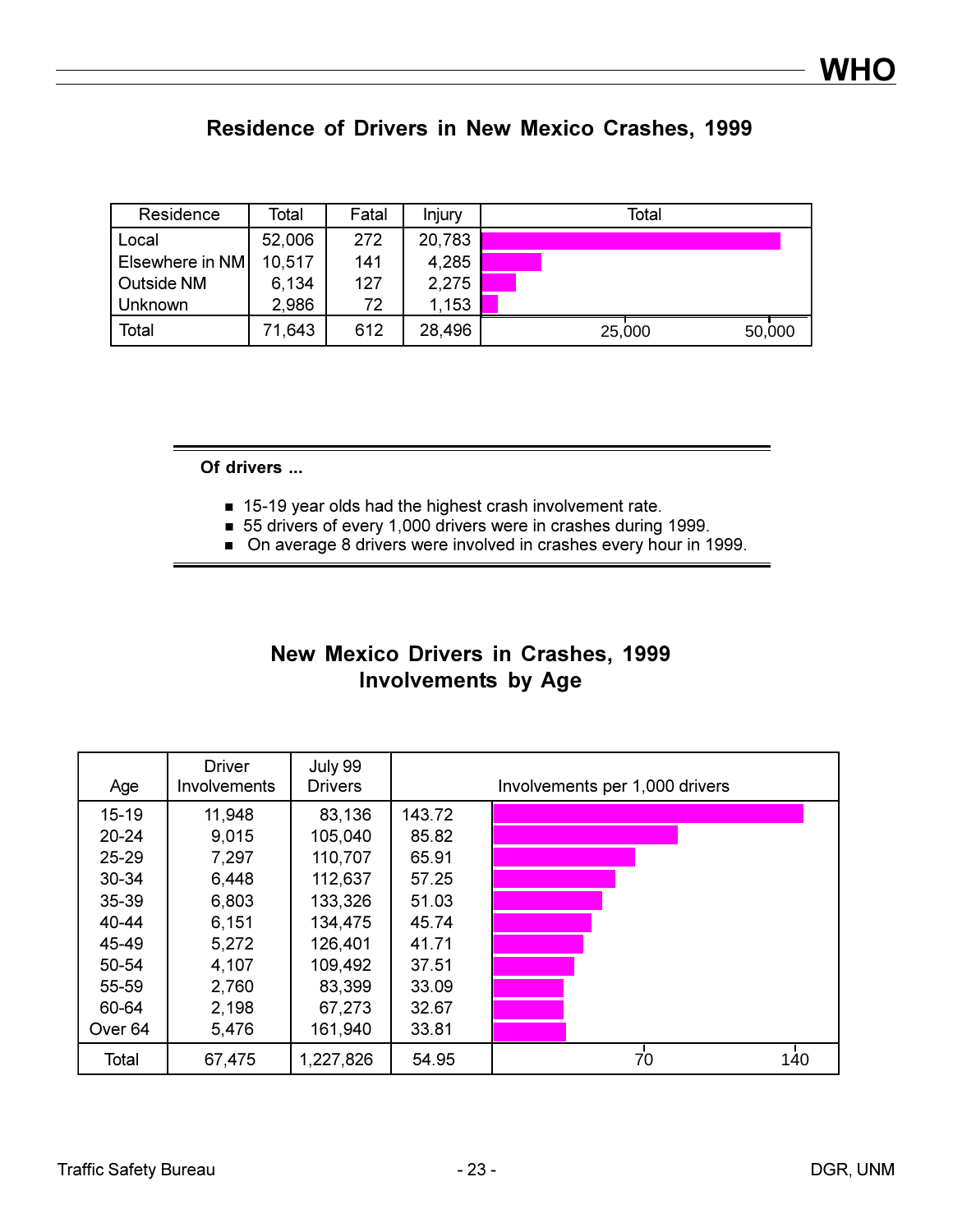## Residence of Drivers in New Mexico Crashes, 1999

| Residence | Total | Fatal | Injury |
|---|---|---|---|
| Local | 52,006 | 272 | 20,783 |
| Elsewhere in NM | 10,517 | 141 | 4,285 |
| Outside NM | 6,134 | 127 | 2,275 |
| Unknown | 2,986 | 72 | 1,153 |
| Total | 71,643 | 612 | 28,496 |

**Of drivers ...**

- 15-19 year olds had the highest crash involvement rate.
- 55 drivers of every 1,000 drivers were in crashes during 1999.
- On average 8 drivers were involved in crashes every hour in 1999.

## New Mexico Drivers in Crashes, 1999
## Involvements by Age

| Age | Driver Involvements | July 99 Drivers | Involvements per 1,000 drivers |
|---|---|---|---|
| 15-19 | 11,948 | 83,136 | 143.72 |
| 20-24 | 9,015 | 105,040 | 85.82 |
| 25-29 | 7,297 | 110,707 | 65.91 |
| 30-34 | 6,448 | 112,637 | 57.25 |
| 35-39 | 6,803 | 133,326 | 51.03 |
| 40-44 | 6,151 | 134,475 | 45.74 |
| 45-49 | 5,272 | 126,401 | 41.71 |
| 50-54 | 4,107 | 109,492 | 37.51 |
| 55-59 | 2,760 | 83,399 | 33.09 |
| 60-64 | 2,198 | 67,273 | 32.67 |
| Over 64 | 5,476 | 161,940 | 33.81 |
| Total | 67,475 | 1,227,826 | 54.95 |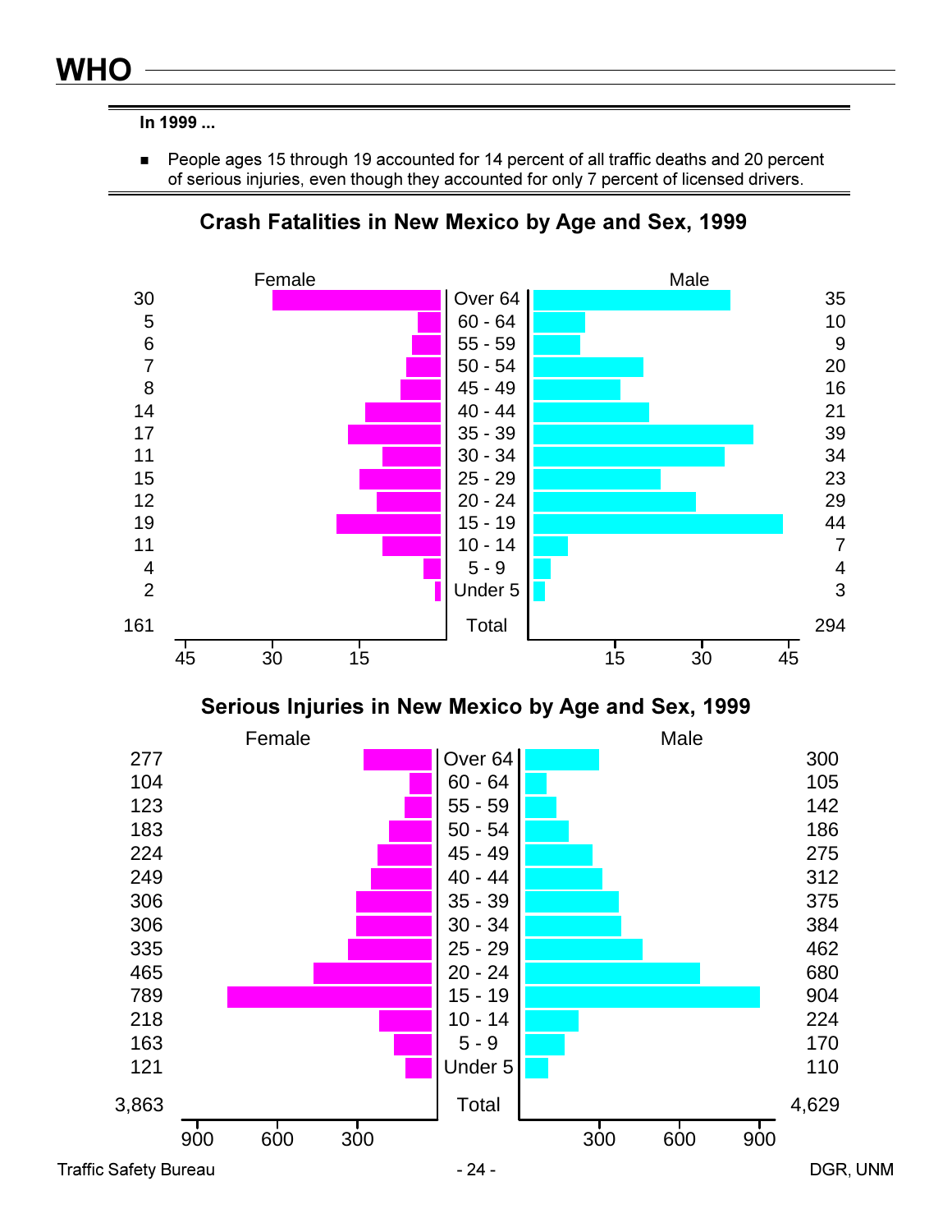# WHO

**In 1999 ...**

- People ages 15 through 19 accounted for 14 percent of all traffic deaths and 20 percent of serious injuries, even though they accounted for only 7 percent of licensed drivers.

## Crash Fatalities in New Mexico by Age and Sex, 1999

| Female | Age | Male |
|---|---|---|
| 30 | Over 64 | 35 |
| 5 | 60 - 64 | 10 |
| 6 | 55 - 59 | 9 |
| 7 | 50 - 54 | 20 |
| 8 | 45 - 49 | 16 |
| 14 | 40 - 44 | 21 |
| 17 | 35 - 39 | 39 |
| 11 | 30 - 34 | 34 |
| 15 | 25 - 29 | 23 |
| 12 | 20 - 24 | 29 |
| 19 | 15 - 19 | 44 |
| 11 | 10 - 14 | 7 |
| 4 | 5 - 9 | 4 |
| 2 | Under 5 | 3 |
| 161 | Total | 294 |

## Serious Injuries in New Mexico by Age and Sex, 1999

| Female | Age | Male |
|---|---|---|
| 277 | Over 64 | 300 |
| 104 | 60 - 64 | 105 |
| 123 | 55 - 59 | 142 |
| 183 | 50 - 54 | 186 |
| 224 | 45 - 49 | 275 |
| 249 | 40 - 44 | 312 |
| 306 | 35 - 39 | 375 |
| 306 | 30 - 34 | 384 |
| 335 | 25 - 29 | 462 |
| 465 | 20 - 24 | 680 |
| 789 | 15 - 19 | 904 |
| 218 | 10 - 14 | 224 |
| 163 | 5 - 9 | 170 |
| 121 | Under 5 | 110 |
| 3,863 | Total | 4,629 |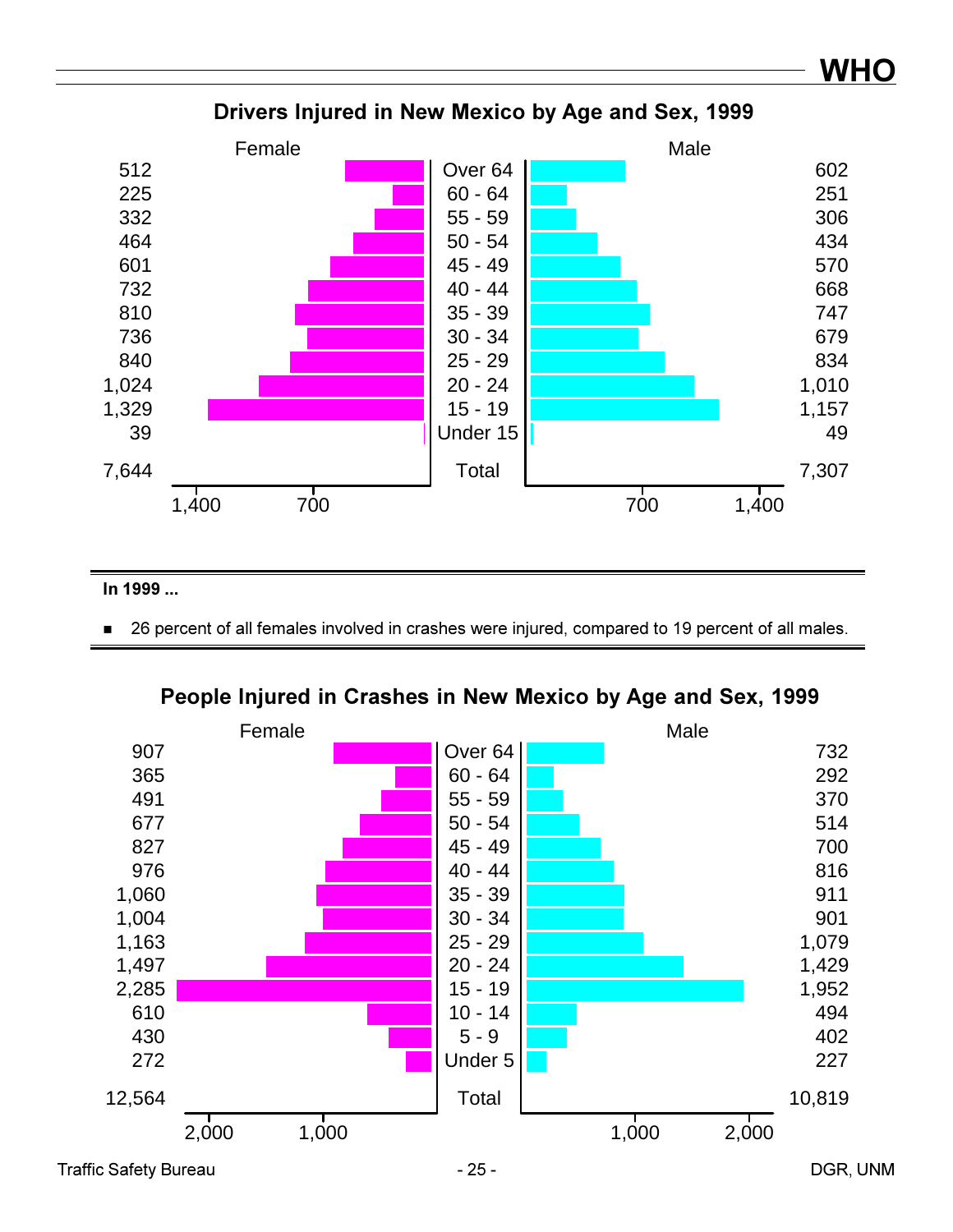# WHO

## Drivers Injured in New Mexico by Age and Sex, 1999

| Female | Age | Male |
|---|---|---|
| 512 | Over 64 | 602 |
| 225 | 60 - 64 | 251 |
| 332 | 55 - 59 | 306 |
| 464 | 50 - 54 | 434 |
| 601 | 45 - 49 | 570 |
| 732 | 40 - 44 | 668 |
| 810 | 35 - 39 | 747 |
| 736 | 30 - 34 | 679 |
| 840 | 25 - 29 | 834 |
| 1,024 | 20 - 24 | 1,010 |
| 1,329 | 15 - 19 | 1,157 |
| 39 | Under 15 | 49 |
| 7,644 | Total | 7,307 |

**In 1999 ...**

- 26 percent of all females involved in crashes were injured, compared to 19 percent of all males.

## People Injured in Crashes in New Mexico by Age and Sex, 1999

| Female | Age | Male |
|---|---|---|
| 907 | Over 64 | 732 |
| 365 | 60 - 64 | 292 |
| 491 | 55 - 59 | 370 |
| 677 | 50 - 54 | 514 |
| 827 | 45 - 49 | 700 |
| 976 | 40 - 44 | 816 |
| 1,060 | 35 - 39 | 911 |
| 1,004 | 30 - 34 | 901 |
| 1,163 | 25 - 29 | 1,079 |
| 1,497 | 20 - 24 | 1,429 |
| 2,285 | 15 - 19 | 1,952 |
| 610 | 10 - 14 | 494 |
| 430 | 5 - 9 | 402 |
| 272 | Under 5 | 227 |
| 12,564 | Total | 10,819 |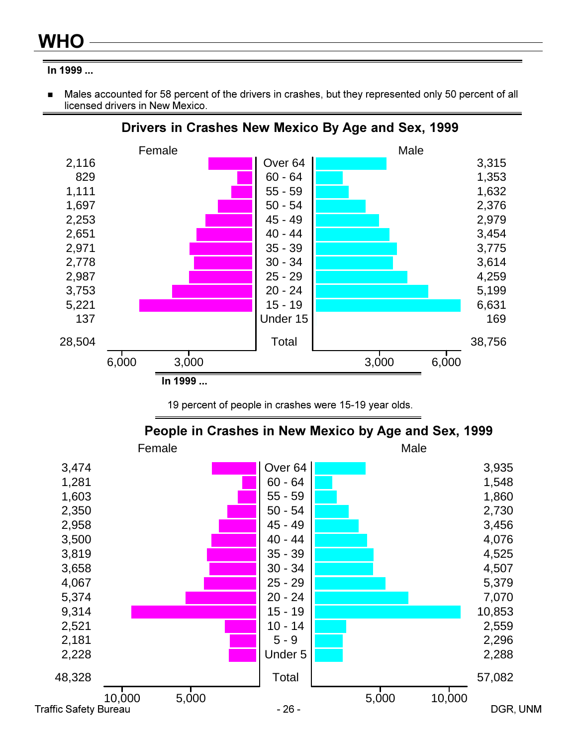# WHO

**In 1999 ...**

- Males accounted for 58 percent of the drivers in crashes, but they represented only 50 percent of all licensed drivers in New Mexico.

## Drivers in Crashes New Mexico By Age and Sex, 1999

| Female | Age | Male |
|---|---|---|
| 2,116 | Over 64 | 3,315 |
| 829 | 60 - 64 | 1,353 |
| 1,111 | 55 - 59 | 1,632 |
| 1,697 | 50 - 54 | 2,376 |
| 2,253 | 45 - 49 | 2,979 |
| 2,651 | 40 - 44 | 3,454 |
| 2,971 | 35 - 39 | 3,775 |
| 2,778 | 30 - 34 | 3,614 |
| 2,987 | 25 - 29 | 4,259 |
| 3,753 | 20 - 24 | 5,199 |
| 5,221 | 15 - 19 | 6,631 |
| 137 | Under 15 | 169 |
| 28,504 | Total | 38,756 |

**In 1999 ...**

19 percent of people in crashes were 15-19 year olds.

## People in Crashes in New Mexico by Age and Sex, 1999

| Female | Age | Male |
|---|---|---|
| 3,474 | Over 64 | 3,935 |
| 1,281 | 60 - 64 | 1,548 |
| 1,603 | 55 - 59 | 1,860 |
| 2,350 | 50 - 54 | 2,730 |
| 2,958 | 45 - 49 | 3,456 |
| 3,500 | 40 - 44 | 4,076 |
| 3,819 | 35 - 39 | 4,525 |
| 3,658 | 30 - 34 | 4,507 |
| 4,067 | 25 - 29 | 5,379 |
| 5,374 | 20 - 24 | 7,070 |
| 9,314 | 15 - 19 | 10,853 |
| 2,521 | 10 - 14 | 2,559 |
| 2,181 | 5 - 9 | 2,296 |
| 2,228 | Under 5 | 2,288 |
| 48,328 | Total | 57,082 |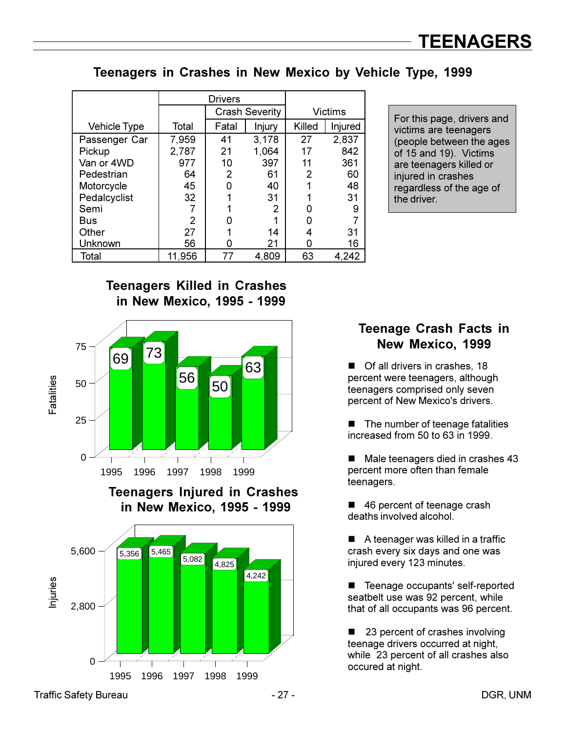# TEENAGERS

## Teenagers in Crashes in New Mexico by Vehicle Type, 1999

| Vehicle Type | Drivers Total | Crash Severity Fatal | Crash Severity Injury | Victims Killed | Victims Injured |
|---|---|---|---|---|---|
| Passenger Car | 7,959 | 41 | 3,178 | 27 | 2,837 |
| Pickup | 2,787 | 21 | 1,064 | 17 | 842 |
| Van or 4WD | 977 | 10 | 397 | 11 | 361 |
| Pedestrian | 64 | 2 | 61 | 2 | 60 |
| Motorcycle | 45 | 0 | 40 | 1 | 48 |
| Pedalcyclist | 32 | 1 | 31 | 1 | 31 |
| Semi | 7 | 1 | 2 | 0 | 9 |
| Bus | 2 | 0 | 1 | 0 | 7 |
| Other | 27 | 1 | 14 | 4 | 31 |
| Unknown | 56 | 0 | 21 | 0 | 16 |
| Total | 11,956 | 77 | 4,809 | 63 | 4,242 |

For this page, drivers and victims are teenagers (people between the ages of 15 and 19). Victims are teenagers killed or injured in crashes regardless of the age of the driver.

## Teenagers Killed in Crashes in New Mexico, 1995 - 1999

| Year | Fatalities |
|---|---|
| 1995 | 69 |
| 1996 | 73 |
| 1997 | 56 |
| 1998 | 50 |
| 1999 | 63 |

## Teenagers Injured in Crashes in New Mexico, 1995 - 1999

| Year | Injuries |
|---|---|
| 1995 | 5,356 |
| 1996 | 5,465 |
| 1997 | 5,082 |
| 1998 | 4,825 |
| 1999 | 4,242 |

## Teenage Crash Facts in New Mexico, 1999

- Of all drivers in crashes, 18 percent were teenagers, although teenagers comprised only seven percent of New Mexico's drivers.
- The number of teenage fatalities increased from 50 to 63 in 1999.
- Male teenagers died in crashes 43 percent more often than female teenagers.
- 46 percent of teenage crash deaths involved alcohol.
- A teenager was killed in a traffic crash every six days and one was injured every 123 minutes.
- Teenage occupants' self-reported seatbelt use was 92 percent, while that of all occupants was 96 percent.
- 23 percent of crashes involving teenage drivers occurred at night, while 23 percent of all crashes also occured at night.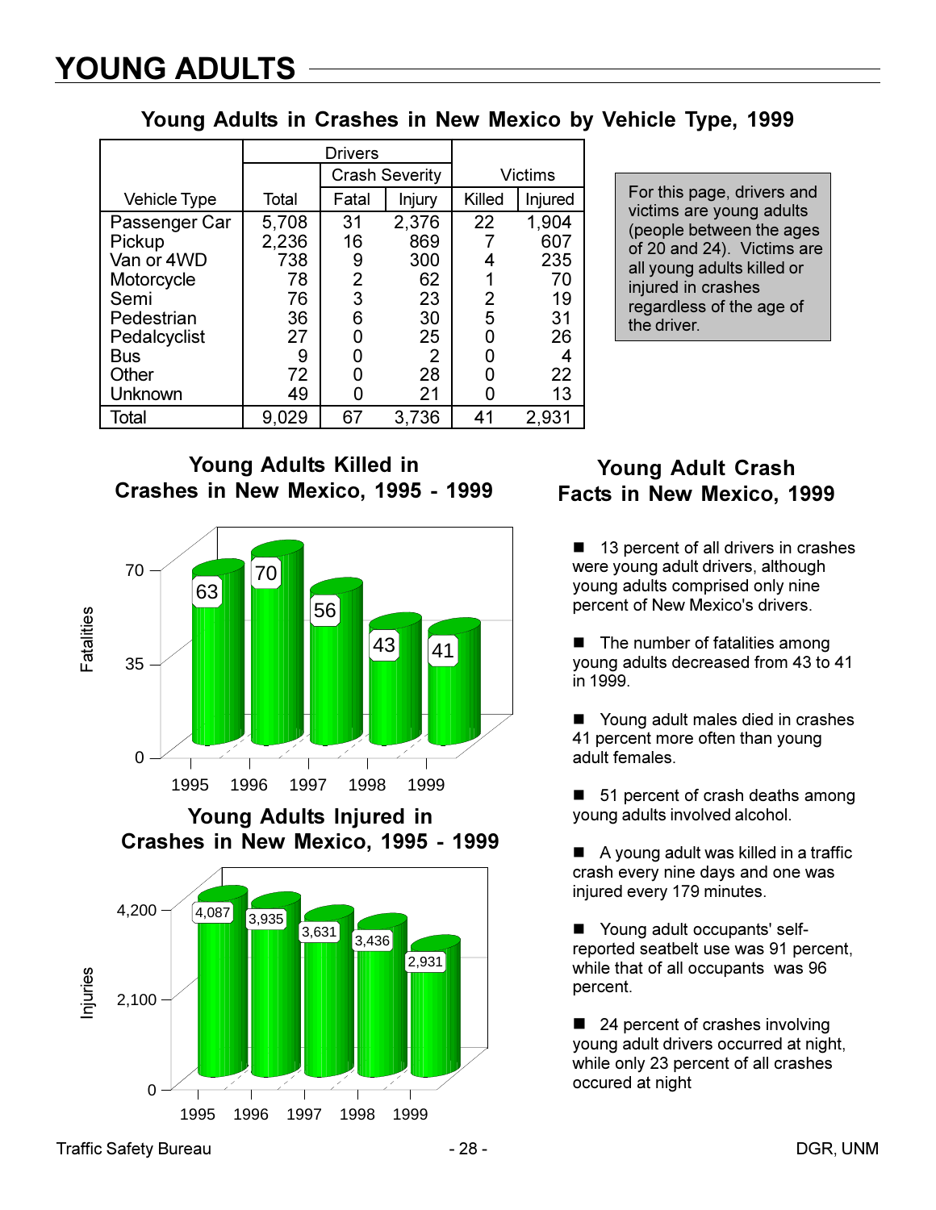# YOUNG ADULTS

## Young Adults in Crashes in New Mexico by Vehicle Type, 1999

| Vehicle Type | Drivers | | | Victims | |
|---|---|---|---|---|---|
| | | Crash Severity | | | |
| | Total | Fatal | Injury | Killed | Injured |
| Passenger Car | 5,708 | 31 | 2,376 | 22 | 1,904 |
| Pickup | 2,236 | 16 | 869 | 7 | 607 |
| Van or 4WD | 738 | 9 | 300 | 4 | 235 |
| Motorcycle | 78 | 2 | 62 | 1 | 70 |
| Semi | 76 | 3 | 23 | 2 | 19 |
| Pedestrian | 36 | 6 | 30 | 5 | 31 |
| Pedalcyclist | 27 | 0 | 25 | 0 | 26 |
| Bus | 9 | 0 | 2 | 0 | 4 |
| Other | 72 | 0 | 28 | 0 | 22 |
| Unknown | 49 | 0 | 21 | 0 | 13 |
| Total | 9,029 | 67 | 3,736 | 41 | 2,931 |

For this page, drivers and victims are young adults (people between the ages of 20 and 24). Victims are all young adults killed or injured in crashes regardless of the age of the driver.

## Young Adults Killed in Crashes in New Mexico, 1995 - 1999

| Year | Fatalities |
|---|---|
| 1995 | 63 |
| 1996 | 70 |
| 1997 | 56 |
| 1998 | 43 |
| 1999 | 41 |

## Young Adults Injured in Crashes in New Mexico, 1995 - 1999

| Year | Injuries |
|---|---|
| 1995 | 4,087 |
| 1996 | 3,935 |
| 1997 | 3,631 |
| 1998 | 3,436 |
| 1999 | 2,931 |

## Young Adult Crash Facts in New Mexico, 1999

- 13 percent of all drivers in crashes were young adult drivers, although young adults comprised only nine percent of New Mexico's drivers.
- The number of fatalities among young adults decreased from 43 to 41 in 1999.
- Young adult males died in crashes 41 percent more often than young adult females.
- 51 percent of crash deaths among young adults involved alcohol.
- A young adult was killed in a traffic crash every nine days and one was injured every 179 minutes.
- Young adult occupants' self-reported seatbelt use was 91 percent, while that of all occupants was 96 percent.
- 24 percent of crashes involving young adult drivers occurred at night, while only 23 percent of all crashes occured at night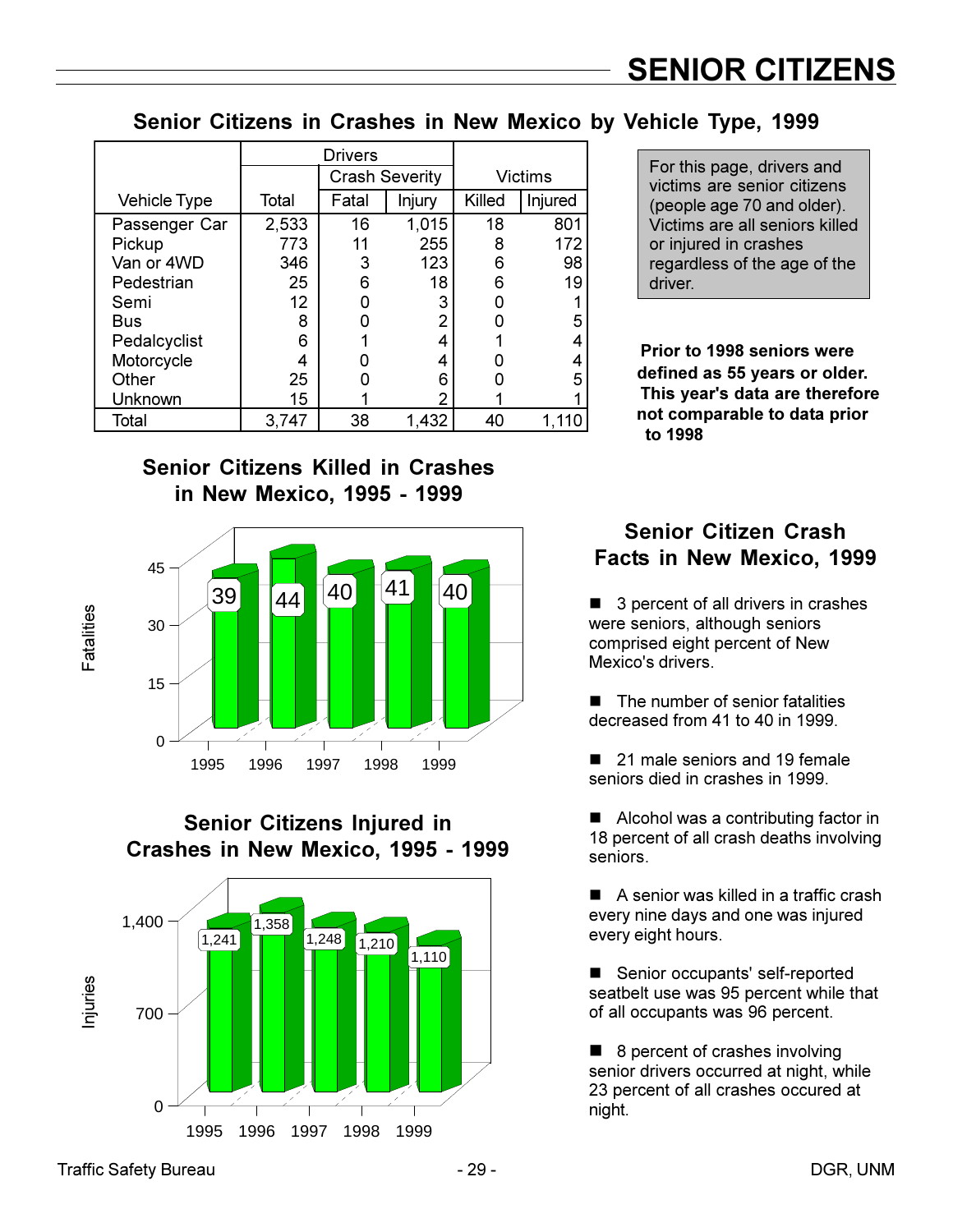# SENIOR CITIZENS

## Senior Citizens in Crashes in New Mexico by Vehicle Type, 1999

| Vehicle Type | Drivers Total | Crash Severity Fatal | Crash Severity Injury | Victims Killed | Victims Injured |
|---|---|---|---|---|---|
| Passenger Car | 2,533 | 16 | 1,015 | 18 | 801 |
| Pickup | 773 | 11 | 255 | 8 | 172 |
| Van or 4WD | 346 | 3 | 123 | 6 | 98 |
| Pedestrian | 25 | 6 | 18 | 6 | 19 |
| Semi | 12 | 0 | 3 | 0 | 1 |
| Bus | 8 | 0 | 2 | 0 | 5 |
| Pedalcyclist | 6 | 1 | 4 | 1 | 4 |
| Motorcycle | 4 | 0 | 4 | 0 | 4 |
| Other | 25 | 0 | 6 | 0 | 5 |
| Unknown | 15 | 1 | 2 | 1 | 1 |
| Total | 3,747 | 38 | 1,432 | 40 | 1,110 |

For this page, drivers and victims are senior citizens (people age 70 and older). Victims are all seniors killed or injured in crashes regardless of the age of the driver.

**Prior to 1998 seniors were defined as 55 years or older. This year's data are therefore not comparable to data prior to 1998**

## Senior Citizens Killed in Crashes in New Mexico, 1995 - 1999

| Year | Fatalities |
|---|---|
| 1995 | 39 |
| 1996 | 44 |
| 1997 | 40 |
| 1998 | 41 |
| 1999 | 40 |

## Senior Citizens Injured in Crashes in New Mexico, 1995 - 1999

| Year | Injuries |
|---|---|
| 1995 | 1,241 |
| 1996 | 1,358 |
| 1997 | 1,248 |
| 1998 | 1,210 |
| 1999 | 1,110 |

## Senior Citizen Crash Facts in New Mexico, 1999

- 3 percent of all drivers in crashes were seniors, although seniors comprised eight percent of New Mexico's drivers.
- The number of senior fatalities decreased from 41 to 40 in 1999.
- 21 male seniors and 19 female seniors died in crashes in 1999.
- Alcohol was a contributing factor in 18 percent of all crash deaths involving seniors.
- A senior was killed in a traffic crash every nine days and one was injured every eight hours.
- Senior occupants' self-reported seatbelt use was 95 percent while that of all occupants was 96 percent.
- 8 percent of crashes involving senior drivers occurred at night, while 23 percent of all crashes occured at night.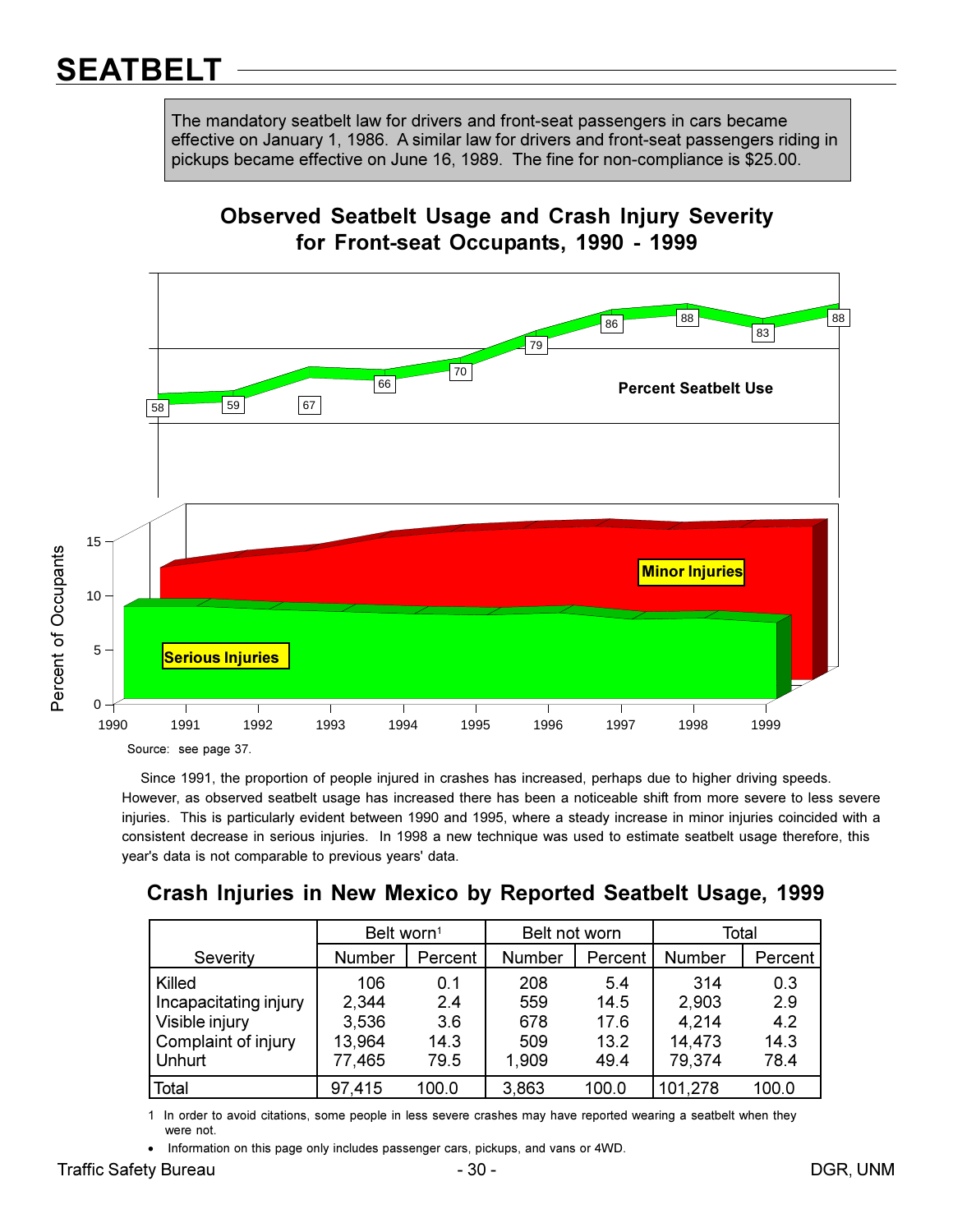# SEATBELT

The mandatory seatbelt law for drivers and front-seat passengers in cars became effective on January 1, 1986. A similar law for drivers and front-seat passengers riding in pickups became effective on June 16, 1989. The fine for non-compliance is $25.00.

## Observed Seatbelt Usage and Crash Injury Severity for Front-seat Occupants, 1990 - 1999

Source: see page 37.

Since 1991, the proportion of people injured in crashes has increased, perhaps due to higher driving speeds. However, as observed seatbelt usage has increased there has been a noticeable shift from more severe to less severe injuries. This is particularly evident between 1990 and 1995, where a steady increase in minor injuries coincided with a consistent decrease in serious injuries. In 1998 a new technique was used to estimate seatbelt usage therefore, this year's data is not comparable to previous years' data.

## Crash Injuries in New Mexico by Reported Seatbelt Usage, 1999

| Severity | Belt worn[1] | | Belt not worn | | Total | |
|---|---|---|---|---|---|---|
| | Number | Percent | Number | Percent | Number | Percent |
| Killed | 106 | 0.1 | 208 | 5.4 | 314 | 0.3 |
| Incapacitating injury | 2,344 | 2.4 | 559 | 14.5 | 2,903 | 2.9 |
| Visible injury | 3,536 | 3.6 | 678 | 17.6 | 4,214 | 4.2 |
| Complaint of injury | 13,964 | 14.3 | 509 | 13.2 | 14,473 | 14.3 |
| Unhurt | 77,465 | 79.5 | 1,909 | 49.4 | 79,374 | 78.4 |
| Total | 97,415 | 100.0 | 3,863 | 100.0 | 101,278 | 100.0 |

1 In order to avoid citations, some people in less severe crashes may have reported wearing a seatbelt when they were not.

- Information on this page only includes passenger cars, pickups, and vans or 4WD.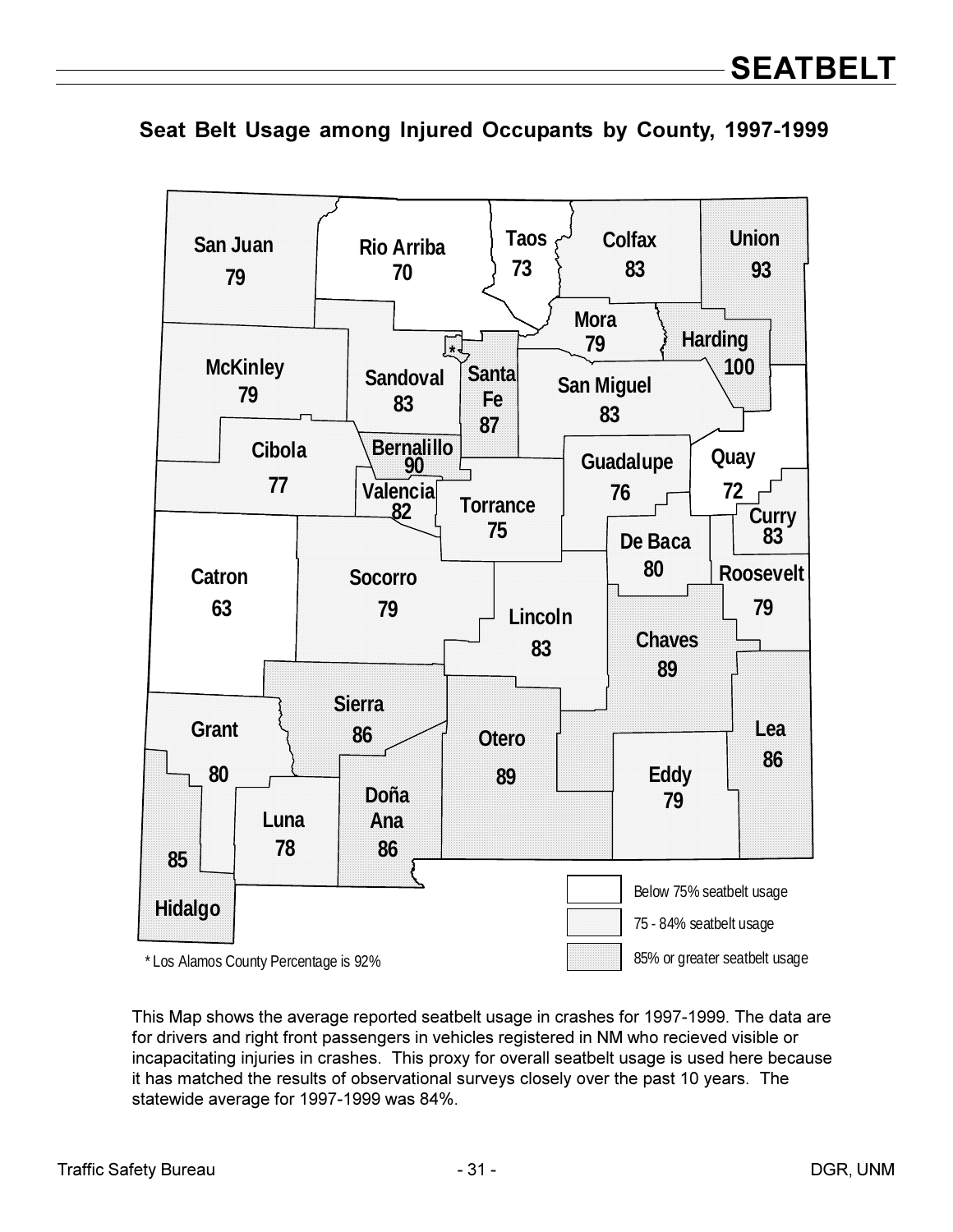# SEATBELT

## Seat Belt Usage among Injured Occupants by County, 1997-1999

| County | Seatbelt Usage (%) |
|---|---|
| San Juan | 79 |
| Rio Arriba | 70 |
| Taos | 73 |
| Colfax | 83 |
| Union | 93 |
| Mora | 79 |
| Harding | 100 |
| McKinley | 79 |
| Sandoval | 83 |
| Santa Fe | 87 |
| San Miguel | 83 |
| Cibola | 77 |
| Bernalillo | 90 |
| Valencia | 82 |
| Torrance | 75 |
| Guadalupe | 76 |
| Quay | 72 |
| Curry | 83 |
| De Baca | 80 |
| Roosevelt | 79 |
| Catron | 63 |
| Socorro | 79 |
| Lincoln | 83 |
| Chaves | 89 |
| Sierra | 86 |
| Grant | 80 |
| Otero | 89 |
| Lea | 86 |
| Eddy | 79 |
| Luna | 78 |
| Doña Ana | 86 |
| Hidalgo | 85 |

Legend:
- Below 75% seatbelt usage
- 75 - 84% seatbelt usage
- 85% or greater seatbelt usage

* Los Alamos County Percentage is 92%

This Map shows the average reported seatbelt usage in crashes for 1997-1999. The data are for drivers and right front passengers in vehicles registered in NM who recieved visible or incapacitating injuries in crashes. This proxy for overall seatbelt usage is used here because it has matched the results of observational surveys closely over the past 10 years. The statewide average for 1997-1999 was 84%.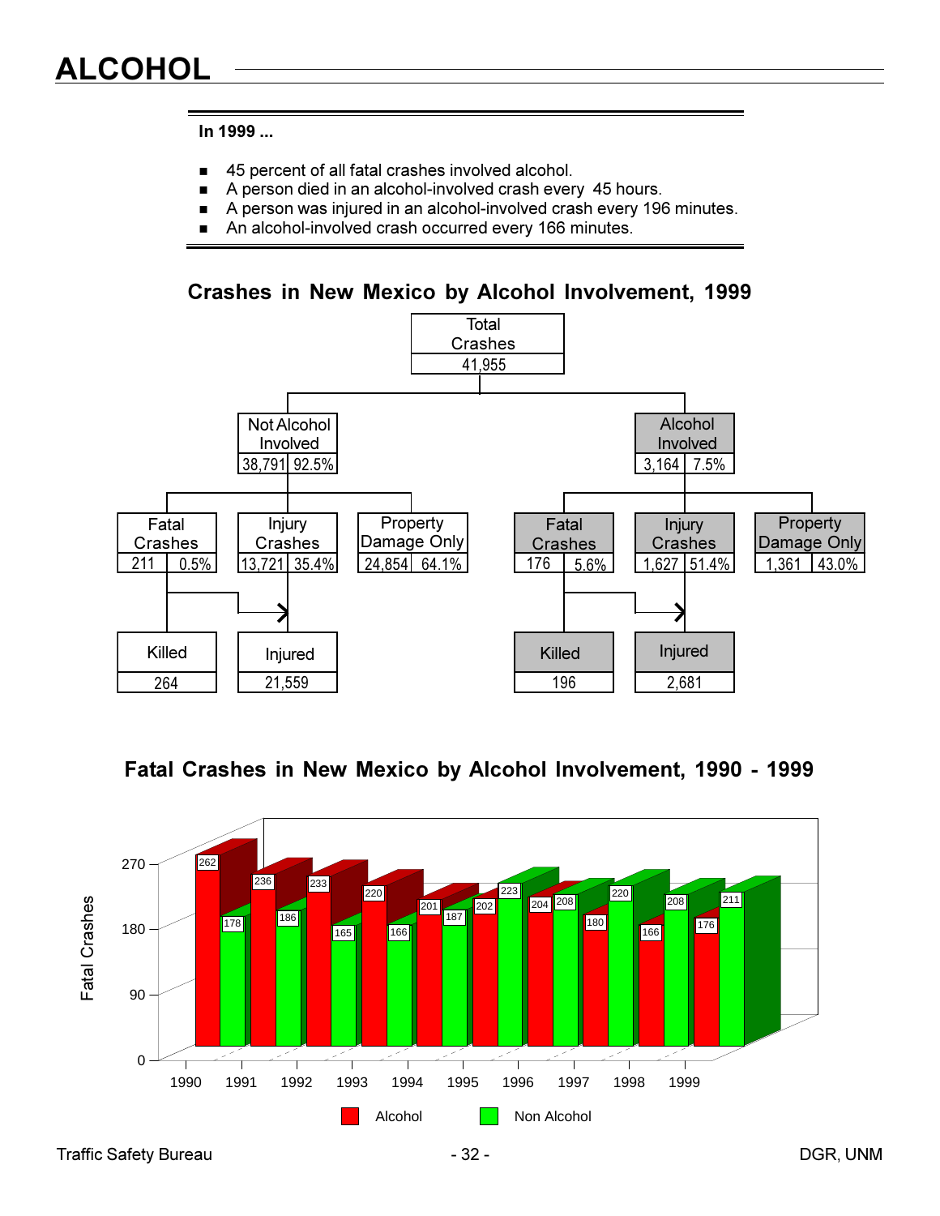# ALCOHOL

**In 1999 ...**

- 45 percent of all fatal crashes involved alcohol.
- A person died in an alcohol-involved crash every 45 hours.
- A person was injured in an alcohol-involved crash every 196 minutes.
- An alcohol-involved crash occurred every 166 minutes.

## Crashes in New Mexico by Alcohol Involvement, 1999

Total Crashes: 41,955

| Category | Not Alcohol Involved | | Alcohol Involved | |
|---|---|---|---|---|
| Total | 38,791 | 92.5% | 3,164 | 7.5% |
| Fatal Crashes | 211 | 0.5% | 176 | 5.6% |
| Injury Crashes | 13,721 | 35.4% | 1,627 | 51.4% |
| Property Damage Only | 24,854 | 64.1% | 1,361 | 43.0% |
| Killed | 264 | | 196 | |
| Injured | 21,559 | | 2,681 | |

## Fatal Crashes in New Mexico by Alcohol Involvement, 1990 - 1999

| Year | Alcohol | Non Alcohol |
|---|---|---|
| 1990 | 262 | 178 |
| 1991 | 236 | 186 |
| 1992 | 233 | 165 |
| 1993 | 220 | 166 |
| 1994 | 201 | 187 |
| 1995 | 202 | 223 |
| 1996 | 204 | 208 |
| 1997 | 180 | 220 |
| 1998 | 166 | 208 |
| 1999 | 176 | 211 |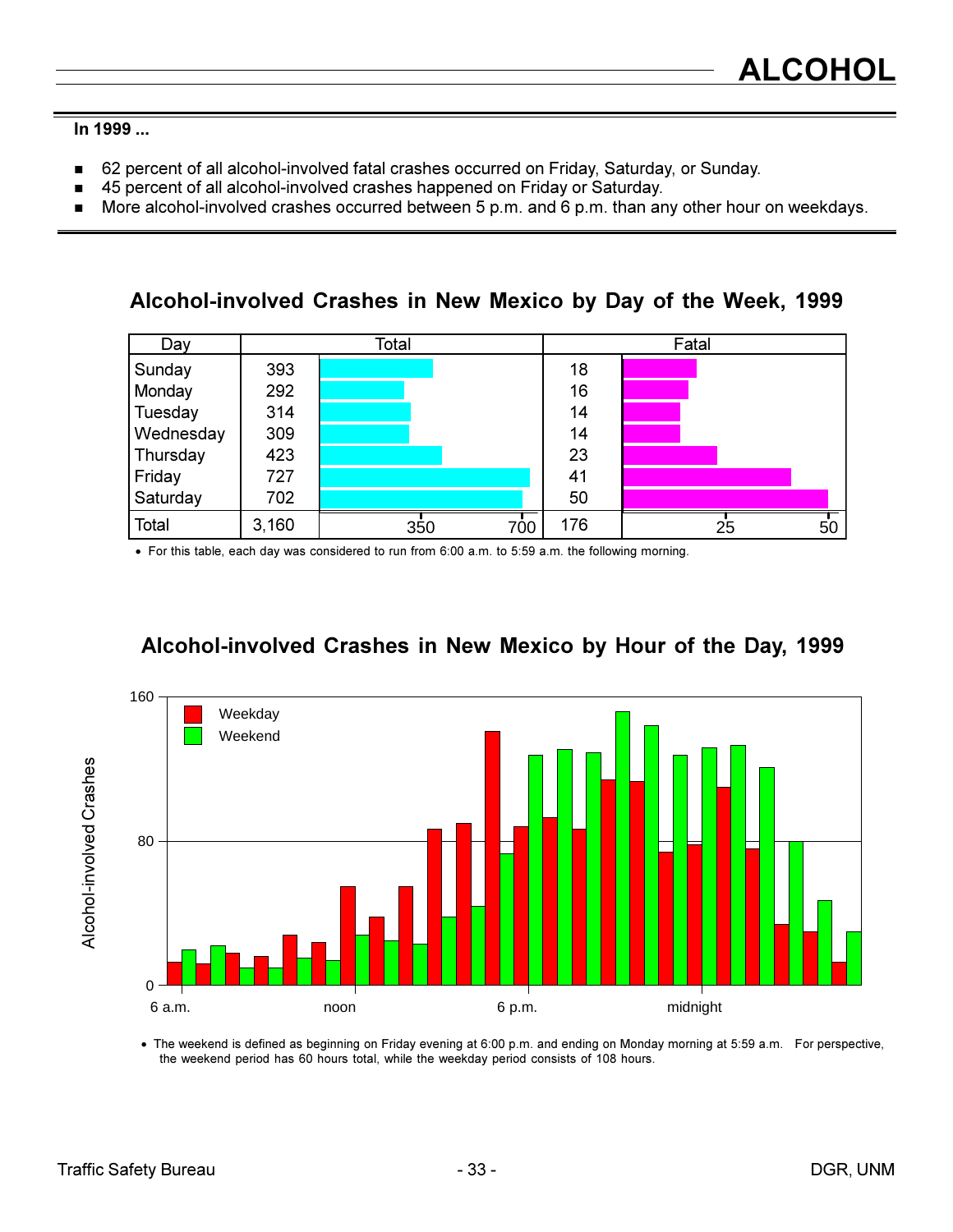# ALCOHOL

**In 1999 ...**

- 62 percent of all alcohol-involved fatal crashes occurred on Friday, Saturday, or Sunday.
- 45 percent of all alcohol-involved crashes happened on Friday or Saturday.
- More alcohol-involved crashes occurred between 5 p.m. and 6 p.m. than any other hour on weekdays.

## Alcohol-involved Crashes in New Mexico by Day of the Week, 1999

| Day | Total | Fatal |
|---|---|---|
| Sunday | 393 | 18 |
| Monday | 292 | 16 |
| Tuesday | 314 | 14 |
| Wednesday | 309 | 14 |
| Thursday | 423 | 23 |
| Friday | 727 | 41 |
| Saturday | 702 | 50 |
| Total | 3,160 | 176 |

- For this table, each day was considered to run from 6:00 a.m. to 5:59 a.m. the following morning.

## Alcohol-involved Crashes in New Mexico by Hour of the Day, 1999

- The weekend is defined as beginning on Friday evening at 6:00 p.m. and ending on Monday morning at 5:59 a.m. For perspective, the weekend period has 60 hours total, while the weekday period consists of 108 hours.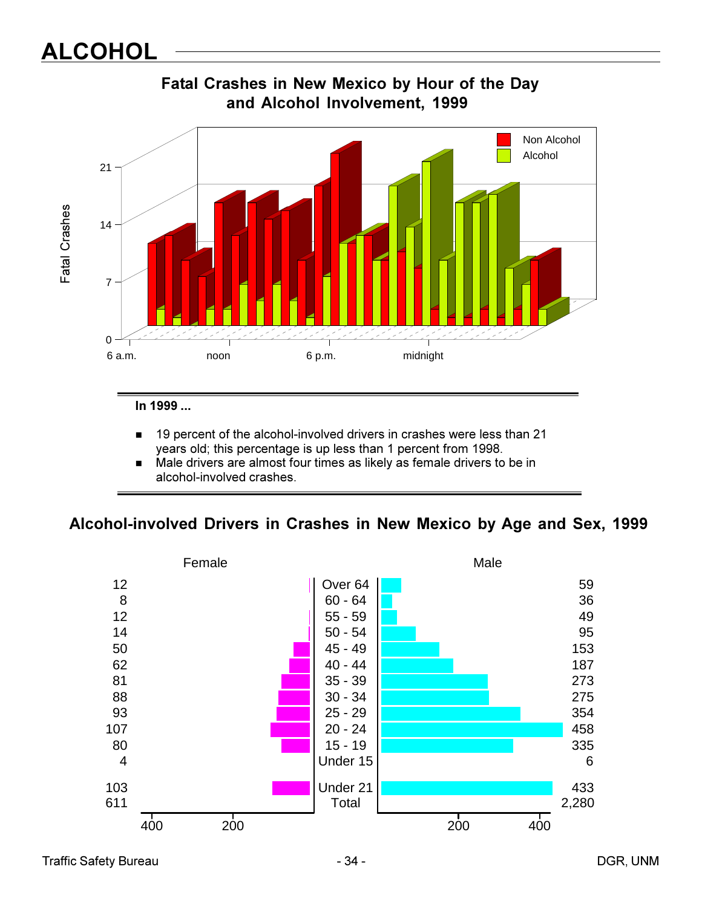# ALCOHOL

## Fatal Crashes in New Mexico by Hour of the Day and Alcohol Involvement, 1999

**In 1999 ...**

- 19 percent of the alcohol-involved drivers in crashes were less than 21 years old; this percentage is up less than 1 percent from 1998.
- Male drivers are almost four times as likely as female drivers to be in alcohol-involved crashes.

## Alcohol-involved Drivers in Crashes in New Mexico by Age and Sex, 1999

| Female | Age | Male |
|---|---|---|
| 12 | Over 64 | 59 |
| 8 | 60 - 64 | 36 |
| 12 | 55 - 59 | 49 |
| 14 | 50 - 54 | 95 |
| 50 | 45 - 49 | 153 |
| 62 | 40 - 44 | 187 |
| 81 | 35 - 39 | 273 |
| 88 | 30 - 34 | 275 |
| 93 | 25 - 29 | 354 |
| 107 | 20 - 24 | 458 |
| 80 | 15 - 19 | 335 |
| 4 | Under 15 | 6 |
| 103 | Under 21 | 433 |
| 611 | Total | 2,280 |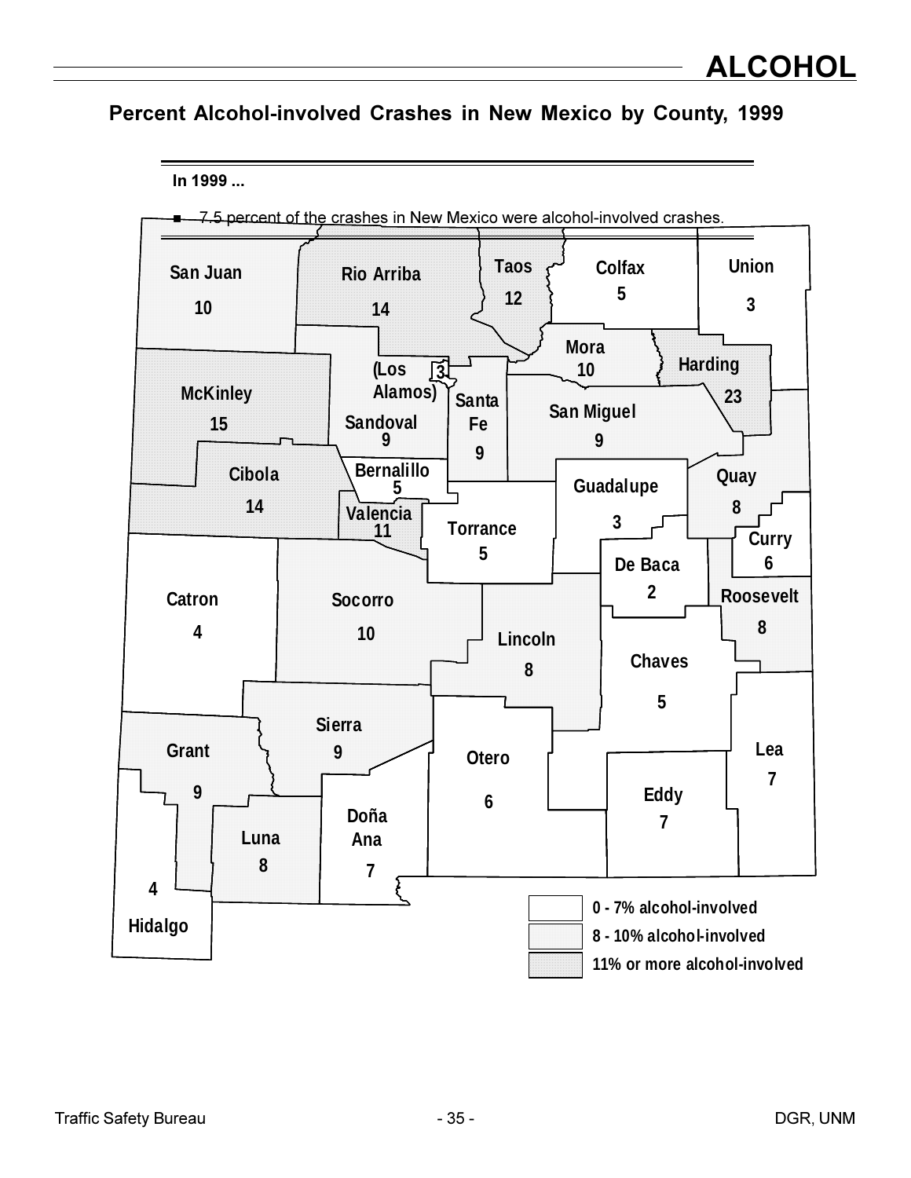# ALCOHOL

## Percent Alcohol-involved Crashes in New Mexico by County, 1999

**In 1999 ...**

- 7.5 percent of the crashes in New Mexico were alcohol-involved crashes.

| County | Percent |
|---|---|
| San Juan | 10 |
| Rio Arriba | 14 |
| Taos | 12 |
| Colfax | 5 |
| Union | 3 |
| Mora | 10 |
| Harding | 23 |
| (Los Alamos) | 3 |
| McKinley | 15 |
| Santa Fe | 9 |
| San Miguel | 9 |
| Sandoval | 9 |
| Bernalillo | 5 |
| Cibola | 14 |
| Quay | 8 |
| Guadalupe | 3 |
| Valencia | 11 |
| Torrance | 5 |
| Curry | 6 |
| De Baca | 2 |
| Roosevelt | 8 |
| Catron | 4 |
| Socorro | 10 |
| Lincoln | 8 |
| Chaves | 5 |
| Sierra | 9 |
| Grant | 9 |
| Otero | 6 |
| Lea | 7 |
| Eddy | 7 |
| Doña Ana | 7 |
| Luna | 8 |
| Hidalgo | 4 |

Legend:
- 0 - 7% alcohol-involved
- 8 - 10% alcohol-involved
- 11% or more alcohol-involved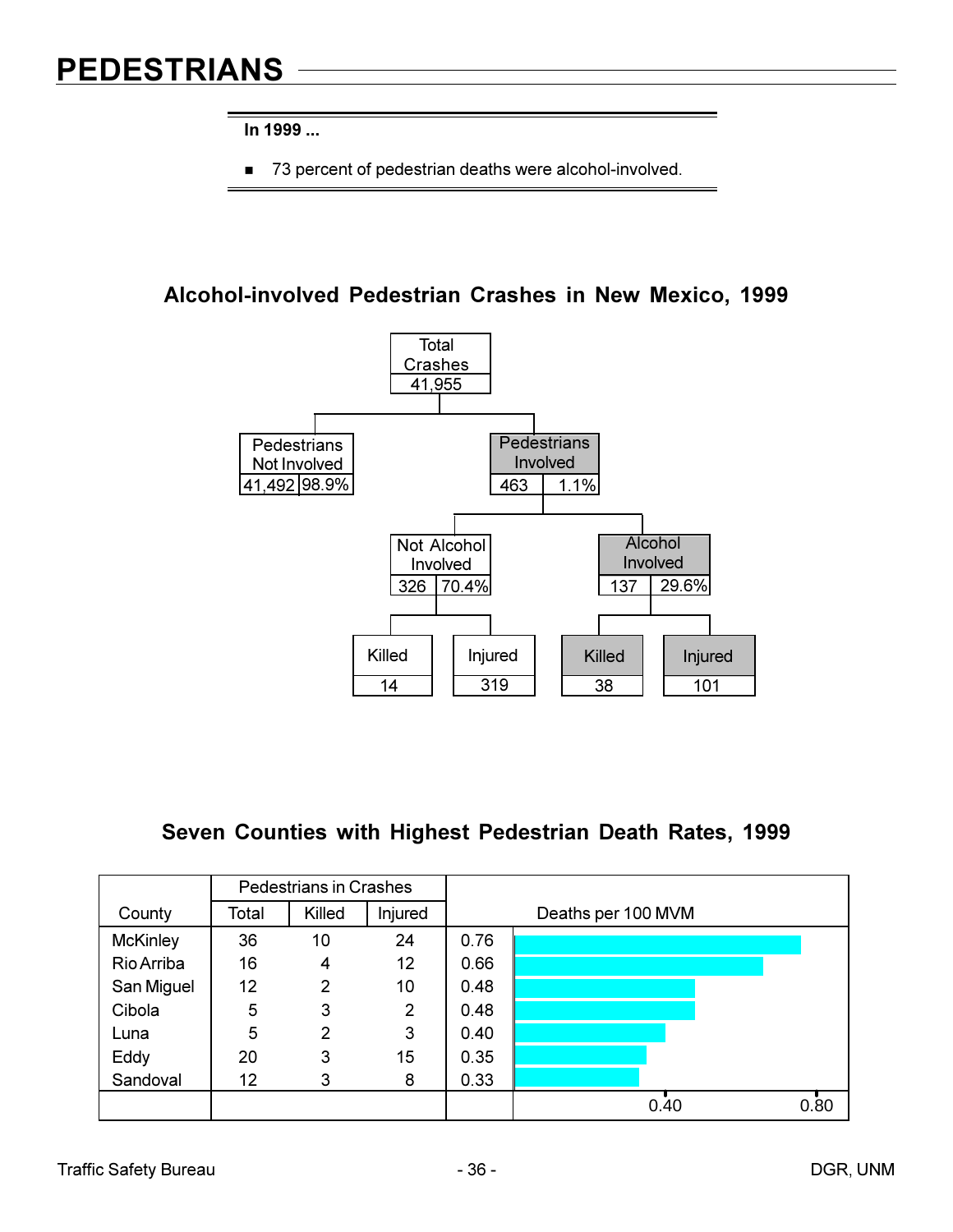# PEDESTRIANS

**In 1999 ...**

- 73 percent of pedestrian deaths were alcohol-involved.

## Alcohol-involved Pedestrian Crashes in New Mexico, 1999

- Total Crashes: 41,955
  - Pedestrians Not Involved: 41,492 (98.9%)
  - Pedestrians Involved: 463 (1.1%)
    - Not Alcohol Involved: 326 (70.4%)
      - Killed: 14
      - Injured: 319
    - Alcohol Involved: 137 (29.6%)
      - Killed: 38
      - Injured: 101

## Seven Counties with Highest Pedestrian Death Rates, 1999

| County | Pedestrians in Crashes | | | Deaths per 100 MVM |
|---|---|---|---|---|
| | Total | Killed | Injured | |
| McKinley | 36 | 10 | 24 | 0.76 |
| Rio Arriba | 16 | 4 | 12 | 0.66 |
| San Miguel | 12 | 2 | 10 | 0.48 |
| Cibola | 5 | 3 | 2 | 0.48 |
| Luna | 5 | 2 | 3 | 0.40 |
| Eddy | 20 | 3 | 15 | 0.35 |
| Sandoval | 12 | 3 | 8 | 0.33 |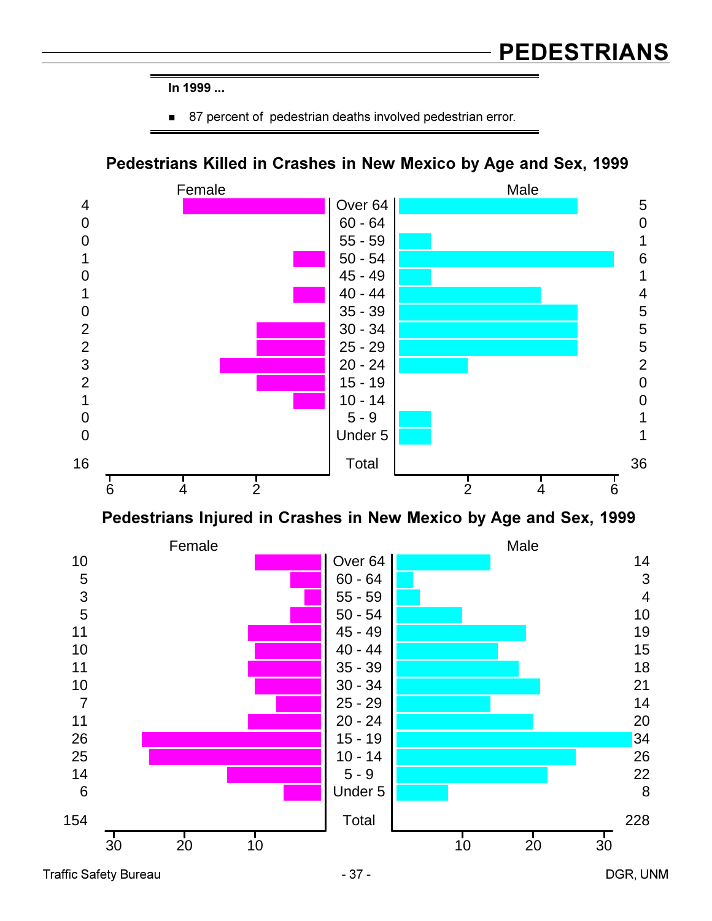# PEDESTRIANS

**In 1999 ...**

- 87 percent of pedestrian deaths involved pedestrian error.

## Pedestrians Killed in Crashes in New Mexico by Age and Sex, 1999

| Female | Age | Male |
|---|---|---|
| 4 | Over 64 | 5 |
| 0 | 60 - 64 | 0 |
| 0 | 55 - 59 | 1 |
| 1 | 50 - 54 | 6 |
| 0 | 45 - 49 | 1 |
| 1 | 40 - 44 | 4 |
| 0 | 35 - 39 | 5 |
| 2 | 30 - 34 | 5 |
| 2 | 25 - 29 | 5 |
| 3 | 20 - 24 | 2 |
| 2 | 15 - 19 | 0 |
| 1 | 10 - 14 | 0 |
| 0 | 5 - 9 | 1 |
| 0 | Under 5 | 1 |
| 16 | Total | 36 |

## Pedestrians Injured in Crashes in New Mexico by Age and Sex, 1999

| Female | Age | Male |
|---|---|---|
| 10 | Over 64 | 14 |
| 5 | 60 - 64 | 3 |
| 3 | 55 - 59 | 4 |
| 5 | 50 - 54 | 10 |
| 11 | 45 - 49 | 19 |
| 10 | 40 - 44 | 15 |
| 11 | 35 - 39 | 18 |
| 10 | 30 - 34 | 21 |
| 7 | 25 - 29 | 14 |
| 11 | 20 - 24 | 20 |
| 26 | 15 - 19 | 34 |
| 25 | 10 - 14 | 26 |
| 14 | 5 - 9 | 22 |
| 6 | Under 5 | 8 |
| 154 | Total | 228 |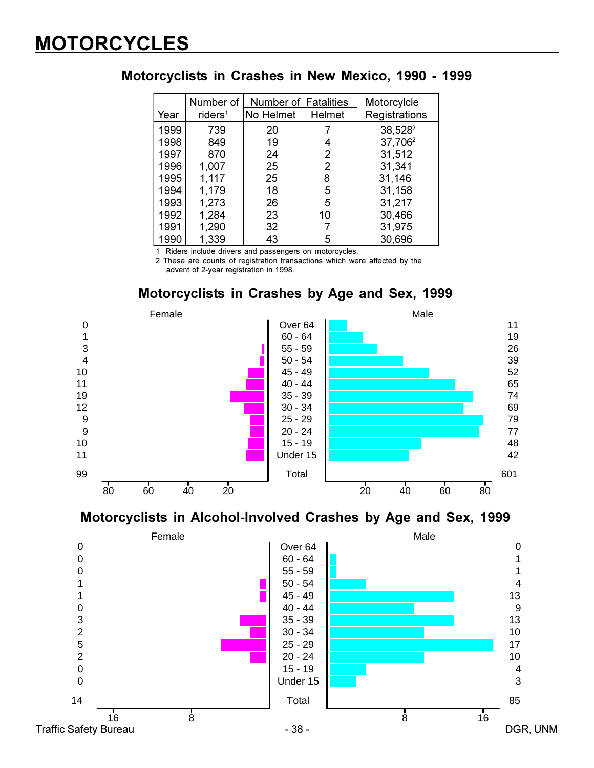# MOTORCYCLES

## Motorcyclists in Crashes in New Mexico, 1990 - 1999

| Year | Number of riders[1] | Number of Fatalities No Helmet | Helmet | Motorcylcle Registrations |
|---|---|---|---|---|
| 1999 | 739 | 20 | 7 | 38,528[2] |
| 1998 | 849 | 19 | 4 | 37,706[2] |
| 1997 | 870 | 24 | 2 | 31,512 |
| 1996 | 1,007 | 25 | 2 | 31,341 |
| 1995 | 1,117 | 25 | 8 | 31,146 |
| 1994 | 1,179 | 18 | 5 | 31,158 |
| 1993 | 1,273 | 26 | 5 | 31,217 |
| 1992 | 1,284 | 23 | 10 | 30,466 |
| 1991 | 1,290 | 32 | 7 | 31,975 |
| 1990 | 1,339 | 43 | 5 | 30,696 |

1 Riders include drivers and passengers on motorcycles.
2 These are counts of registration transactions which were affected by the advent of 2-year registration in 1998.

## Motorcyclists in Crashes by Age and Sex, 1999

| Female | Age | Male |
|---|---|---|
| 0 | Over 64 | 11 |
| 1 | 60 - 64 | 19 |
| 3 | 55 - 59 | 26 |
| 4 | 50 - 54 | 39 |
| 10 | 45 - 49 | 52 |
| 11 | 40 - 44 | 65 |
| 19 | 35 - 39 | 74 |
| 12 | 30 - 34 | 69 |
| 9 | 25 - 29 | 79 |
| 9 | 20 - 24 | 77 |
| 10 | 15 - 19 | 48 |
| 11 | Under 15 | 42 |
| 99 | Total | 601 |

## Motorcyclists in Alcohol-Involved Crashes by Age and Sex, 1999

| Female | Age | Male |
|---|---|---|
| 0 | Over 64 | 0 |
| 0 | 60 - 64 | 1 |
| 0 | 55 - 59 | 1 |
| 1 | 50 - 54 | 4 |
| 1 | 45 - 49 | 13 |
| 0 | 40 - 44 | 9 |
| 3 | 35 - 39 | 13 |
| 2 | 30 - 34 | 10 |
| 5 | 25 - 29 | 17 |
| 2 | 20 - 24 | 10 |
| 0 | 15 - 19 | 4 |
| 0 | Under 15 | 3 |
| 14 | Total | 85 |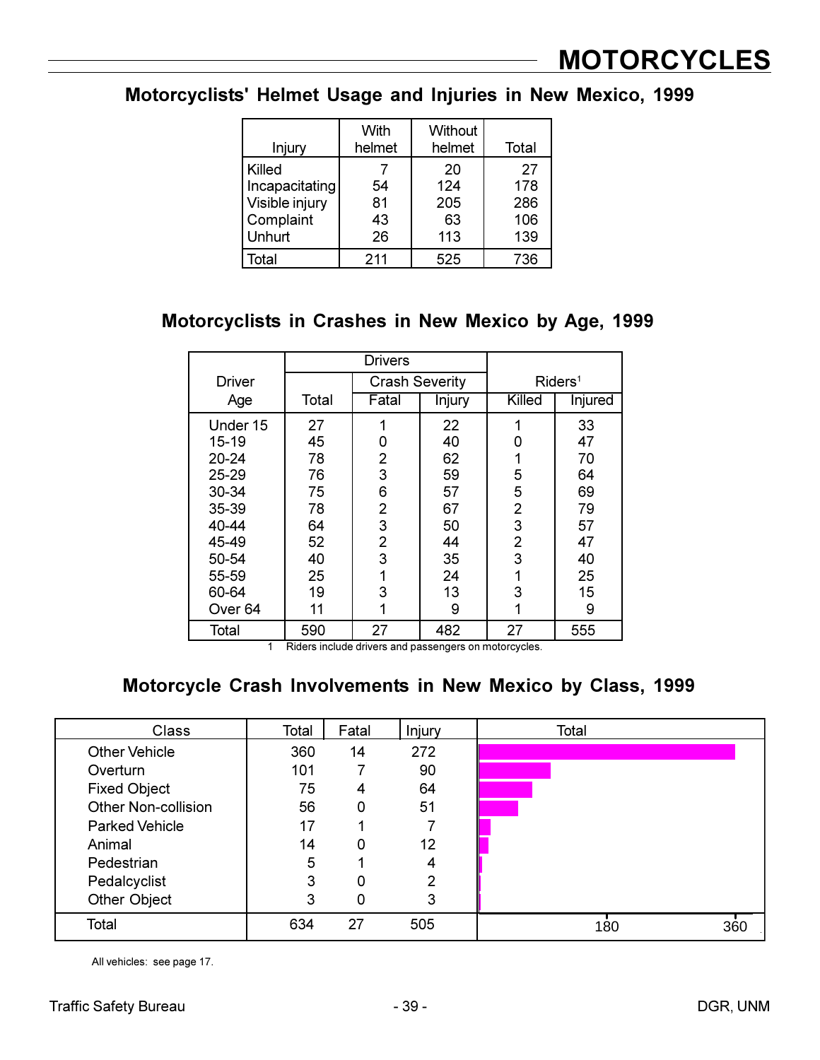# MOTORCYCLES

## Motorcyclists' Helmet Usage and Injuries in New Mexico, 1999

| Injury | With helmet | Without helmet | Total |
|---|---|---|---|
| Killed | 7 | 20 | 27 |
| Incapacitating | 54 | 124 | 178 |
| Visible injury | 81 | 205 | 286 |
| Complaint | 43 | 63 | 106 |
| Unhurt | 26 | 113 | 139 |
| Total | 211 | 525 | 736 |

## Motorcyclists in Crashes in New Mexico by Age, 1999

| Driver Age | Drivers | | | Riders[1] | |
|---|---|---|---|---|---|
| | Total | Crash Severity | | | |
| | | Fatal | Injury | Killed | Injured |
| Under 15 | 27 | 1 | 22 | 1 | 33 |
| 15-19 | 45 | 0 | 40 | 0 | 47 |
| 20-24 | 78 | 2 | 62 | 1 | 70 |
| 25-29 | 76 | 3 | 59 | 5 | 64 |
| 30-34 | 75 | 6 | 57 | 5 | 69 |
| 35-39 | 78 | 2 | 67 | 2 | 79 |
| 40-44 | 64 | 3 | 50 | 3 | 57 |
| 45-49 | 52 | 2 | 44 | 2 | 47 |
| 50-54 | 40 | 3 | 35 | 3 | 40 |
| 55-59 | 25 | 1 | 24 | 1 | 25 |
| 60-64 | 19 | 3 | 13 | 3 | 15 |
| Over 64 | 11 | 1 | 9 | 1 | 9 |
| Total | 590 | 27 | 482 | 27 | 555 |

1 Riders include drivers and passengers on motorcycles.

## Motorcycle Crash Involvements in New Mexico by Class, 1999

| Class | Total | Fatal | Injury |
|---|---|---|---|
| Other Vehicle | 360 | 14 | 272 |
| Overturn | 101 | 7 | 90 |
| Fixed Object | 75 | 4 | 64 |
| Other Non-collision | 56 | 0 | 51 |
| Parked Vehicle | 17 | 1 | 7 |
| Animal | 14 | 0 | 12 |
| Pedestrian | 5 | 1 | 4 |
| Pedalcyclist | 3 | 0 | 2 |
| Other Object | 3 | 0 | 3 |
| Total | 634 | 27 | 505 |

All vehicles: see page 17.

Traffic Safety Bureau DGR, UNM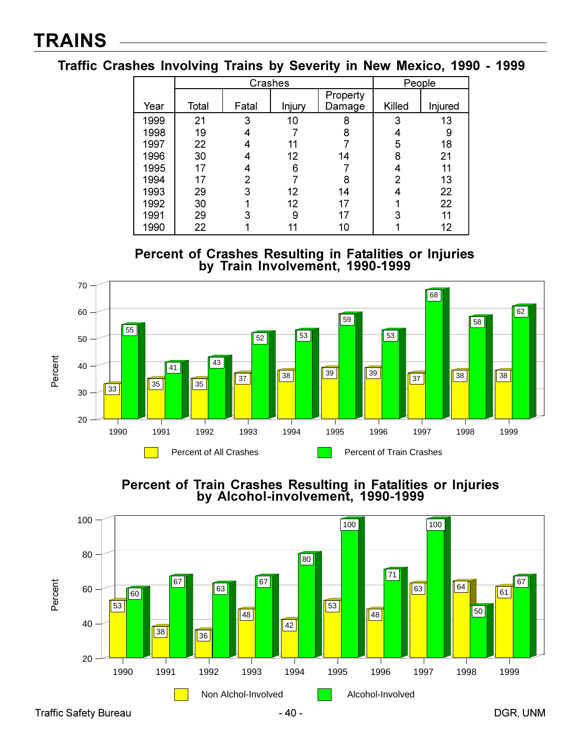# TRAINS

## Traffic Crashes Involving Trains by Severity in New Mexico, 1990 - 1999

| Year | Crashes | | | | People | |
|---|---|---|---|---|---|---|
| | Total | Fatal | Injury | Property Damage | Killed | Injured |
| 1999 | 21 | 3 | 10 | 8 | 3 | 13 |
| 1998 | 19 | 4 | 7 | 8 | 4 | 9 |
| 1997 | 22 | 4 | 11 | 7 | 5 | 18 |
| 1996 | 30 | 4 | 12 | 14 | 8 | 21 |
| 1995 | 17 | 4 | 6 | 7 | 4 | 11 |
| 1994 | 17 | 2 | 7 | 8 | 2 | 13 |
| 1993 | 29 | 3 | 12 | 14 | 4 | 22 |
| 1992 | 30 | 1 | 12 | 17 | 1 | 22 |
| 1991 | 29 | 3 | 9 | 17 | 3 | 11 |
| 1990 | 22 | 1 | 11 | 10 | 1 | 12 |

## Percent of Crashes Resulting in Fatalities or Injuries by Train Involvement, 1990-1999

| Year | Percent of All Crashes | Percent of Train Crashes |
|---|---|---|
| 1990 | 33 | 55 |
| 1991 | 35 | 41 |
| 1992 | 35 | 43 |
| 1993 | 37 | 52 |
| 1994 | 38 | 53 |
| 1995 | 39 | 59 |
| 1996 | 39 | 53 |
| 1997 | 37 | 68 |
| 1998 | 38 | 58 |
| 1999 | 38 | 62 |

## Percent of Train Crashes Resulting in Fatalities or Injuries by Alcohol-involvement, 1990-1999

| Year | Non Alchol-Involved | Alcohol-Involved |
|---|---|---|
| 1990 | 53 | 60 |
| 1991 | 38 | 67 |
| 1992 | 36 | 63 |
| 1993 | 48 | 67 |
| 1994 | 42 | 80 |
| 1995 | 53 | 100 |
| 1996 | 48 | 71 |
| 1997 | 63 | 100 |
| 1998 | 64 | 50 |
| 1999 | 61 | 67 |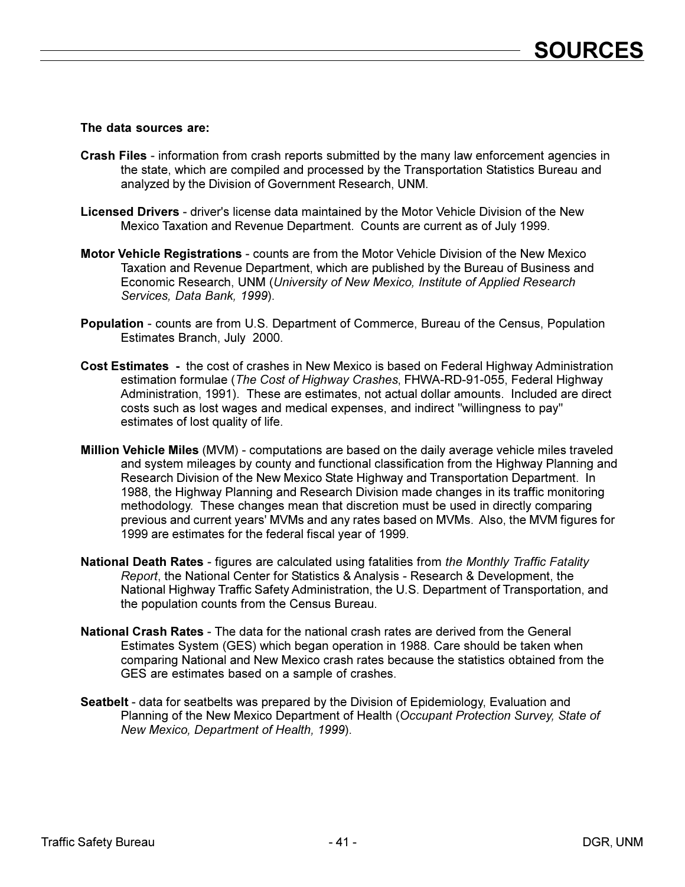# SOURCES

**The data sources are:**

**Crash Files** - information from crash reports submitted by the many law enforcement agencies in the state, which are compiled and processed by the Transportation Statistics Bureau and analyzed by the Division of Government Research, UNM.

**Licensed Drivers** - driver's license data maintained by the Motor Vehicle Division of the New Mexico Taxation and Revenue Department. Counts are current as of July 1999.

**Motor Vehicle Registrations** - counts are from the Motor Vehicle Division of the New Mexico Taxation and Revenue Department, which are published by the Bureau of Business and Economic Research, UNM (*University of New Mexico, Institute of Applied Research Services, Data Bank, 1999*).

**Population** - counts are from U.S. Department of Commerce, Bureau of the Census, Population Estimates Branch, July 2000.

**Cost Estimates** - the cost of crashes in New Mexico is based on Federal Highway Administration estimation formulae (*The Cost of Highway Crashes*, FHWA-RD-91-055, Federal Highway Administration, 1991). These are estimates, not actual dollar amounts. Included are direct costs such as lost wages and medical expenses, and indirect "willingness to pay" estimates of lost quality of life.

**Million Vehicle Miles** (MVM) - computations are based on the daily average vehicle miles traveled and system mileages by county and functional classification from the Highway Planning and Research Division of the New Mexico State Highway and Transportation Department. In 1988, the Highway Planning and Research Division made changes in its traffic monitoring methodology. These changes mean that discretion must be used in directly comparing previous and current years' MVMs and any rates based on MVMs. Also, the MVM figures for 1999 are estimates for the federal fiscal year of 1999.

**National Death Rates** - figures are calculated using fatalities from *the Monthly Traffic Fatality Report*, the National Center for Statistics & Analysis - Research & Development, the National Highway Traffic Safety Administration, the U.S. Department of Transportation, and the population counts from the Census Bureau.

**National Crash Rates** - The data for the national crash rates are derived from the General Estimates System (GES) which began operation in 1988. Care should be taken when comparing National and New Mexico crash rates because the statistics obtained from the GES are estimates based on a sample of crashes.

**Seatbelt** - data for seatbelts was prepared by the Division of Epidemiology, Evaluation and Planning of the New Mexico Department of Health (*Occupant Protection Survey, State of New Mexico, Department of Health, 1999*).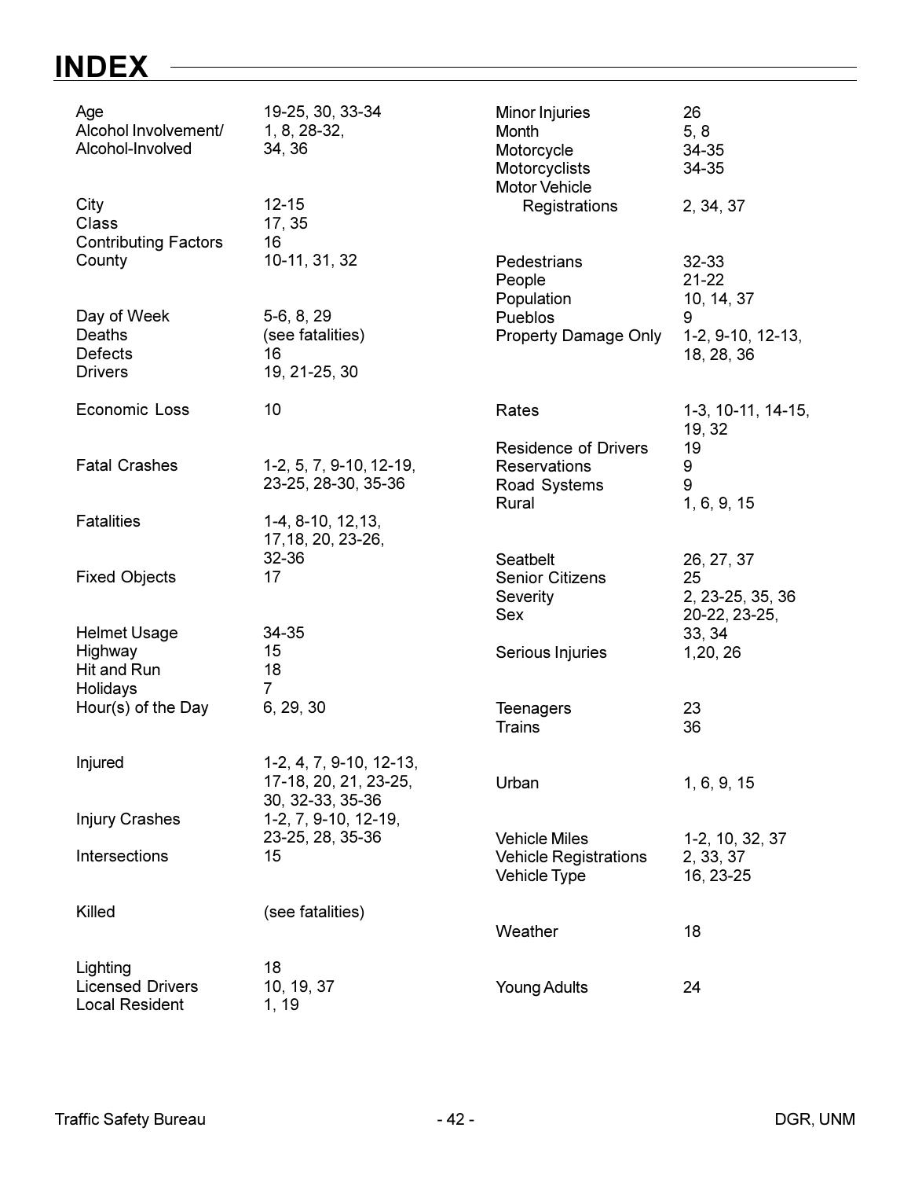# INDEX

| Term | Pages |
|---|---|
| Age | 19-25, 30, 33-34 |
| Alcohol Involvement/ Alcohol-Involved | 1, 8, 28-32, 34, 36 |
| City | 12-15 |
| Class | 17, 35 |
| Contributing Factors | 16 |
| County | 10-11, 31, 32 |
| Day of Week | 5-6, 8, 29 |
| Deaths | (see fatalities) |
| Defects | 16 |
| Drivers | 19, 21-25, 30 |
| Economic Loss | 10 |
| Fatal Crashes | 1-2, 5, 7, 9-10, 12-19, 23-25, 28-30, 35-36 |
| Fatalities | 1-4, 8-10, 12,13, 17,18, 20, 23-26, 32-36 |
| Fixed Objects | 17 |
| Helmet Usage | 34-35 |
| Highway | 15 |
| Hit and Run | 18 |
| Holidays | 7 |
| Hour(s) of the Day | 6, 29, 30 |
| Injured | 1-2, 4, 7, 9-10, 12-13, 17-18, 20, 21, 23-25, 30, 32-33, 35-36 |
| Injury Crashes | 1-2, 7, 9-10, 12-19, 23-25, 28, 35-36 |
| Intersections | 15 |
| Killed | (see fatalities) |
| Lighting | 18 |
| Licensed Drivers | 10, 19, 37 |
| Local Resident | 1, 19 |
| Minor Injuries | 26 |
| Month | 5, 8 |
| Motorcycle | 34-35 |
| Motorcyclists | 34-35 |
| Motor Vehicle Registrations | 2, 34, 37 |
| Pedestrians | 32-33 |
| People | 21-22 |
| Population | 10, 14, 37 |
| Pueblos | 9 |
| Property Damage Only | 1-2, 9-10, 12-13, 18, 28, 36 |
| Rates | 1-3, 10-11, 14-15, 19, 32 |
| Residence of Drivers | 19 |
| Reservations | 9 |
| Road Systems | 9 |
| Rural | 1, 6, 9, 15 |
| Seatbelt | 26, 27, 37 |
| Senior Citizens | 25 |
| Severity | 2, 23-25, 35, 36 |
| Sex | 20-22, 23-25, 33, 34 |
| Serious Injuries | 1,20, 26 |
| Teenagers | 23 |
| Trains | 36 |
| Urban | 1, 6, 9, 15 |
| Vehicle Miles | 1-2, 10, 32, 37 |
| Vehicle Registrations | 2, 33, 37 |
| Vehicle Type | 16, 23-25 |
| Weather | 18 |
| Young Adults | 24 |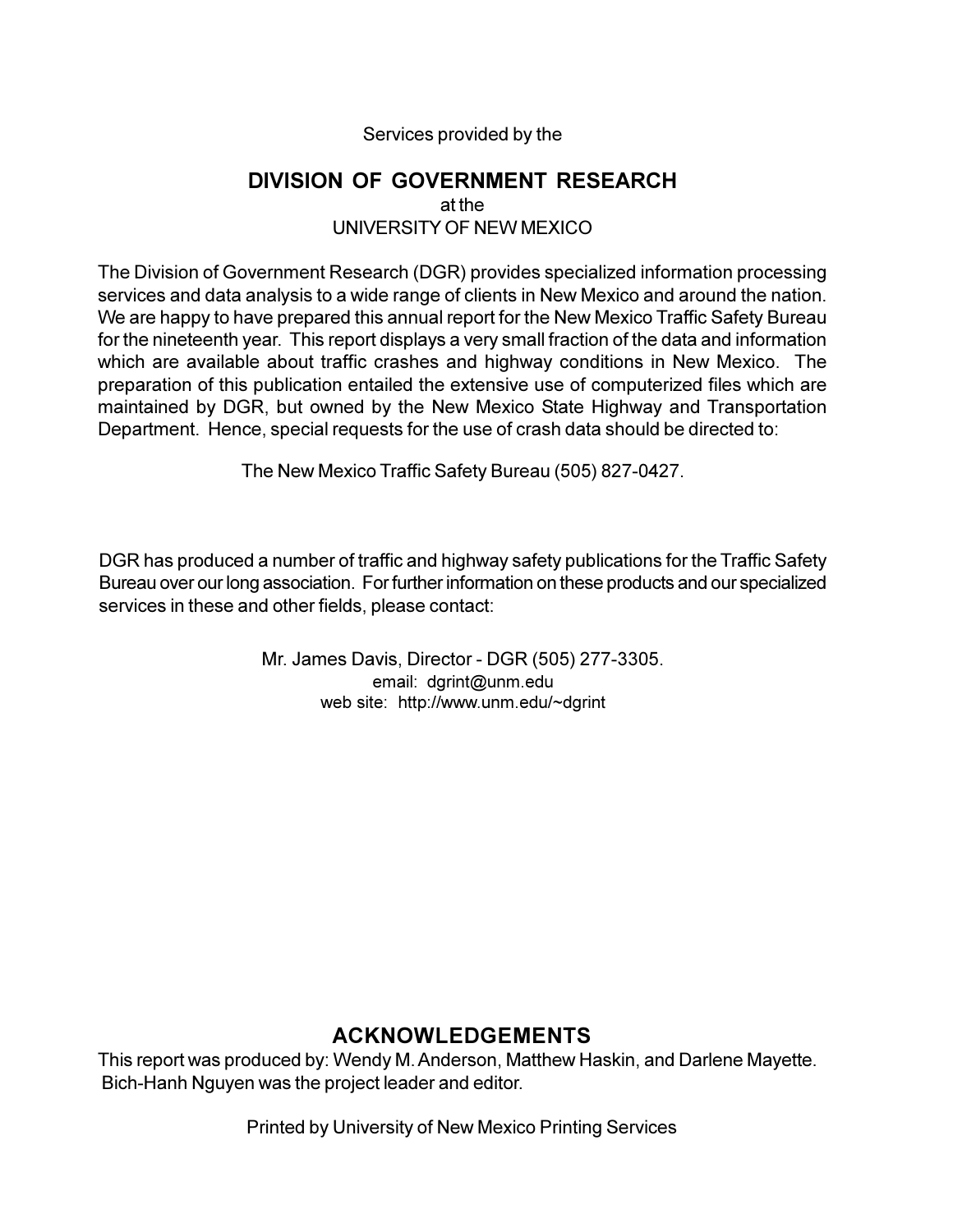Services provided by the

## DIVISION OF GOVERNMENT RESEARCH

at the
UNIVERSITY OF NEW MEXICO

The Division of Government Research (DGR) provides specialized information processing services and data analysis to a wide range of clients in New Mexico and around the nation. We are happy to have prepared this annual report for the New Mexico Traffic Safety Bureau for the nineteenth year. This report displays a very small fraction of the data and information which are available about traffic crashes and highway conditions in New Mexico. The preparation of this publication entailed the extensive use of computerized files which are maintained by DGR, but owned by the New Mexico State Highway and Transportation Department. Hence, special requests for the use of crash data should be directed to:

The New Mexico Traffic Safety Bureau (505) 827-0427.

DGR has produced a number of traffic and highway safety publications for the Traffic Safety Bureau over our long association. For further information on these products and our specialized services in these and other fields, please contact:

Mr. James Davis, Director - DGR (505) 277-3305.
email: dgrint@unm.edu
web site: http://www.unm.edu/~dgrint

## ACKNOWLEDGEMENTS

This report was produced by: Wendy M. Anderson, Matthew Haskin, and Darlene Mayette. Bich-Hanh Nguyen was the project leader and editor.

Printed by University of New Mexico Printing Services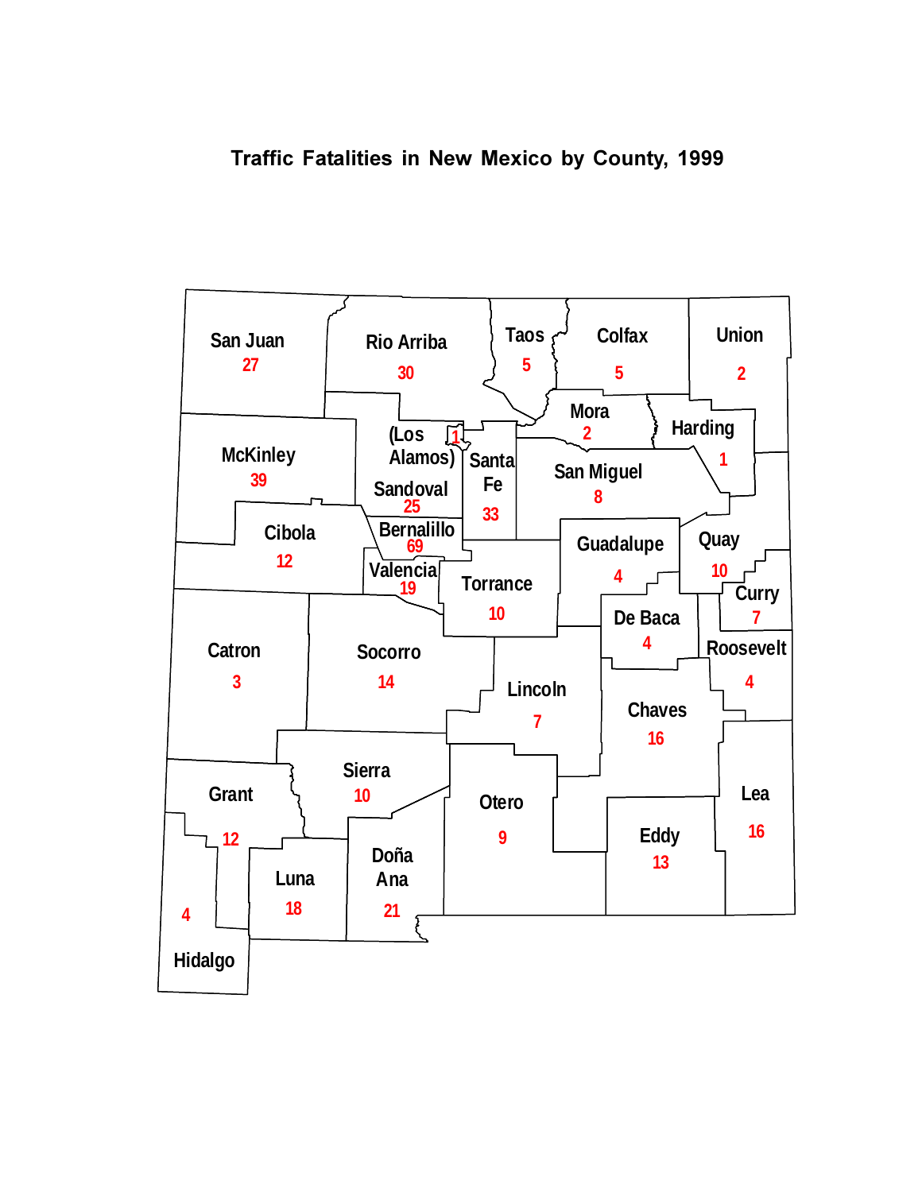## Traffic Fatalities in New Mexico by County, 1999

San Juan
27

Rio Arriba
30

Taos
5

Colfax
5

Union
2

Mora
2

Harding
1

McKinley
39

(Los Alamos)
1

Sandoval
25

Santa Fe
33

San Miguel
8

Cibola
12

Bernalillo
69

Valencia
19

Torrance
10

Guadalupe
4

Quay
10

Curry
7

De Baca
4

Roosevelt
4

Catron
3

Socorro
14

Lincoln
7

Chaves
16

Sierra
10

Grant
12

Otero
9

Lea
16

Eddy
13

Doña Ana
21

Luna
18

4
Hidalgo